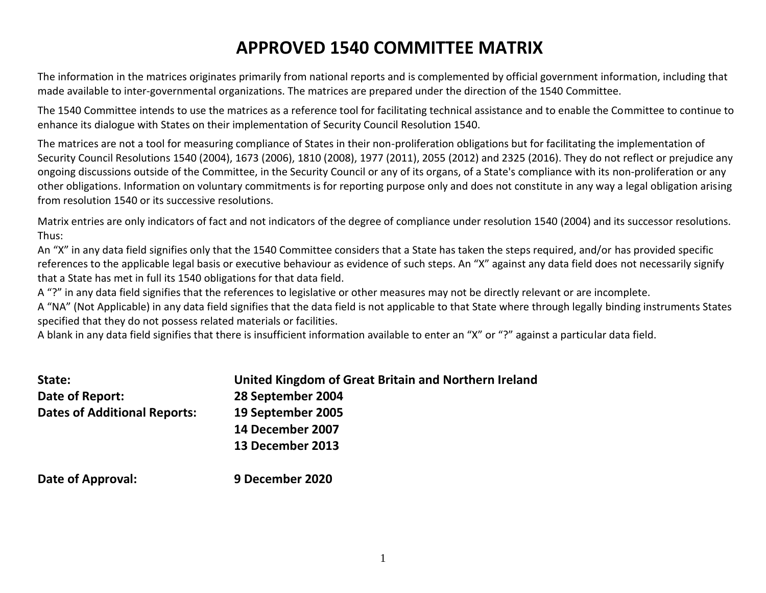# APPROVED 1540 COMMITTEE MATRIX

The information in the matrices originates primarily from national reports and is complemented by official government information, including that made available to inter-governmental organizations. The matrices are prepared under the direction of the 1540 Committee.

The 1540 Committee intends to use the matrices as a reference tool for facilitating technical assistance and to enable the Committee to continue to enhance its dialogue with States on their implementation of Security Council Resolution 1540.

The matrices are not a tool for measuring compliance of States in their non-proliferation obligations but for facilitating the implementation of Security Council Resolutions 1540 (2004), 1673 (2006), 1810 (2008), 1977 (2011), 2055 (2012) and 2325 (2016). They do not reflect or prejudice any ongoing discussions outside of the Committee, in the Security Council or any of its organs, of a State's compliance with its non-proliferation or any other obligations. Information on voluntary commitments is for reporting purpose only and does not constitute in any way a legal obligation arising from resolution 1540 or its successive resolutions.

Matrix entries are only indicators of fact and not indicators of the degree of compliance under resolution 1540 (2004) and its successor resolutions. Thus:
An "X" in any data field signifies only that the 1540 Committee considers that a State has taken the steps required, and/or has provided specific references to the applicable legal basis or executive behaviour as evidence of such steps. An "X" against any data field does not necessarily signify that a State has met in full its 1540 obligations for that data field.
A "?" in any data field signifies that the references to legislative or other measures may not be directly relevant or are incomplete.
A "NA" (Not Applicable) in any data field signifies that the data field is not applicable to that State where through legally binding instruments States specified that they do not possess related materials or facilities.
A blank in any data field signifies that there is insufficient information available to enter an "X" or "?" against a particular data field.

**State:** **United Kingdom of Great Britain and Northern Ireland**
**Date of Report:** **28 September 2004**
**Dates of Additional Reports:** **19 September 2005**
**14 December 2007**
**13 December 2013**

**Date of Approval:** **9 December 2020**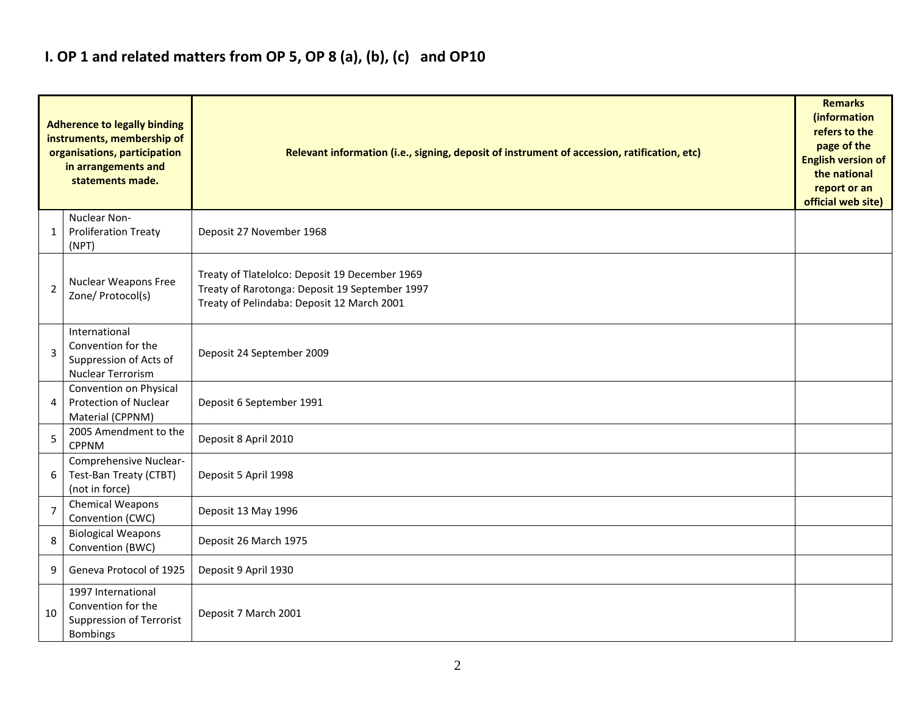## I. OP 1 and related matters from OP 5, OP 8 (a), (b), (c) and OP10

| | Adherence to legally binding instruments, membership of organisations, participation in arrangements and statements made. | Relevant information (i.e., signing, deposit of instrument of accession, ratification, etc) | Remarks (information refers to the page of the English version of the national report or an official web site) |
|---|---|---|---|
| 1 | Nuclear Non-Proliferation Treaty (NPT) | Deposit 27 November 1968 | |
| 2 | Nuclear Weapons Free Zone/ Protocol(s) | Treaty of Tlatelolco: Deposit 19 December 1969<br>Treaty of Rarotonga: Deposit 19 September 1997<br>Treaty of Pelindaba: Deposit 12 March 2001 | |
| 3 | International Convention for the Suppression of Acts of Nuclear Terrorism | Deposit 24 September 2009 | |
| 4 | Convention on Physical Protection of Nuclear Material (CPPNM) | Deposit 6 September 1991 | |
| 5 | 2005 Amendment to the CPPNM | Deposit 8 April 2010 | |
| 6 | Comprehensive Nuclear-Test-Ban Treaty (CTBT) (not in force) | Deposit 5 April 1998 | |
| 7 | Chemical Weapons Convention (CWC) | Deposit 13 May 1996 | |
| 8 | Biological Weapons Convention (BWC) | Deposit 26 March 1975 | |
| 9 | Geneva Protocol of 1925 | Deposit 9 April 1930 | |
| 10 | 1997 International Convention for the Suppression of Terrorist Bombings | Deposit 7 March 2001 | |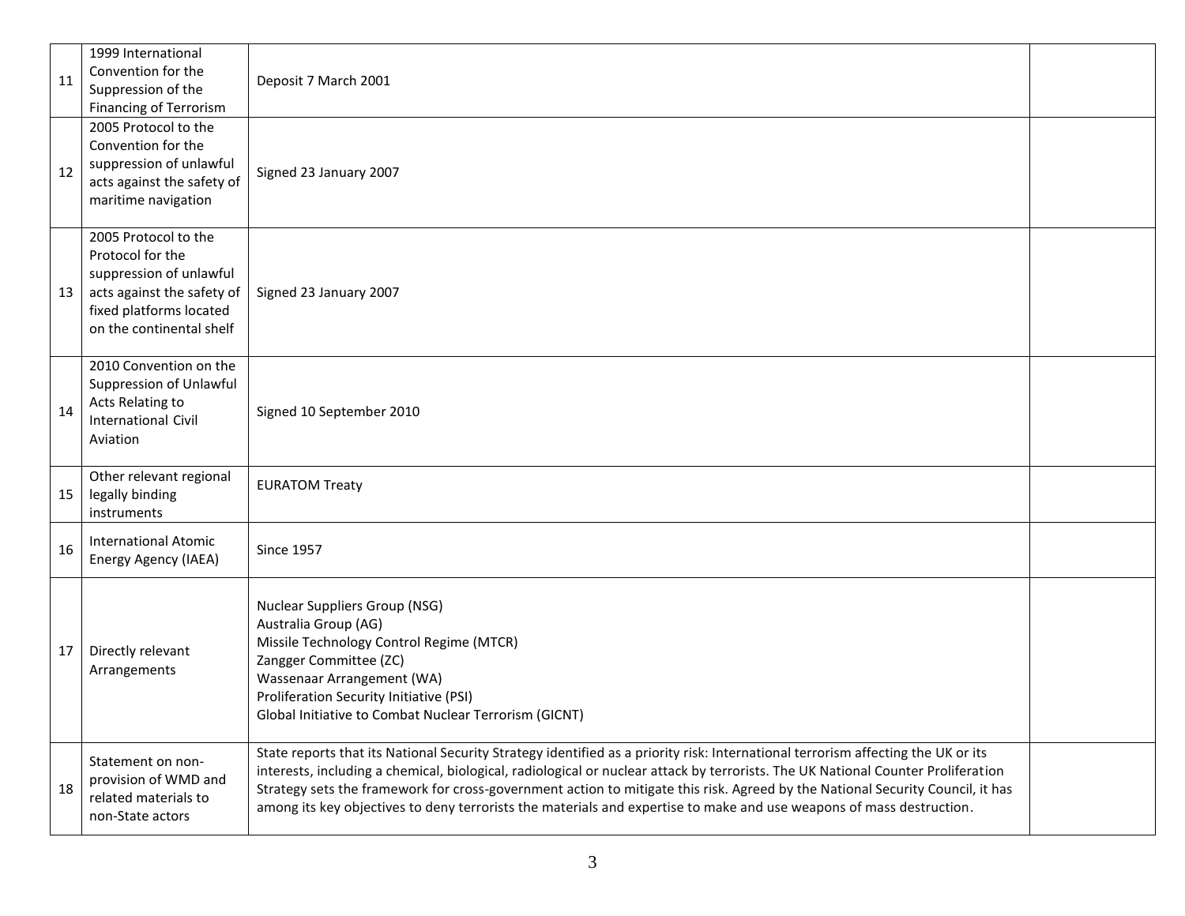| | | | |
|---|---|---|---|
| 11 | 1999 International Convention for the Suppression of the Financing of Terrorism | Deposit 7 March 2001 | |
| 12 | 2005 Protocol to the Convention for the suppression of unlawful acts against the safety of maritime navigation | Signed 23 January 2007 | |
| 13 | 2005 Protocol to the Protocol for the suppression of unlawful acts against the safety of fixed platforms located on the continental shelf | Signed 23 January 2007 | |
| 14 | 2010 Convention on the Suppression of Unlawful Acts Relating to International Civil Aviation | Signed 10 September 2010 | |
| 15 | Other relevant regional legally binding instruments | EURATOM Treaty | |
| 16 | International Atomic Energy Agency (IAEA) | Since 1957 | |
| 17 | Directly relevant Arrangements | Nuclear Suppliers Group (NSG)<br>Australia Group (AG)<br>Missile Technology Control Regime (MTCR)<br>Zangger Committee (ZC)<br>Wassenaar Arrangement (WA)<br>Proliferation Security Initiative (PSI)<br>Global Initiative to Combat Nuclear Terrorism (GICNT) | |
| 18 | Statement on non-provision of WMD and related materials to non-State actors | State reports that its National Security Strategy identified as a priority risk: International terrorism affecting the UK or its interests, including a chemical, biological, radiological or nuclear attack by terrorists. The UK National Counter Proliferation Strategy sets the framework for cross-government action to mitigate this risk. Agreed by the National Security Council, it has among its key objectives to deny terrorists the materials and expertise to make and use weapons of mass destruction. | |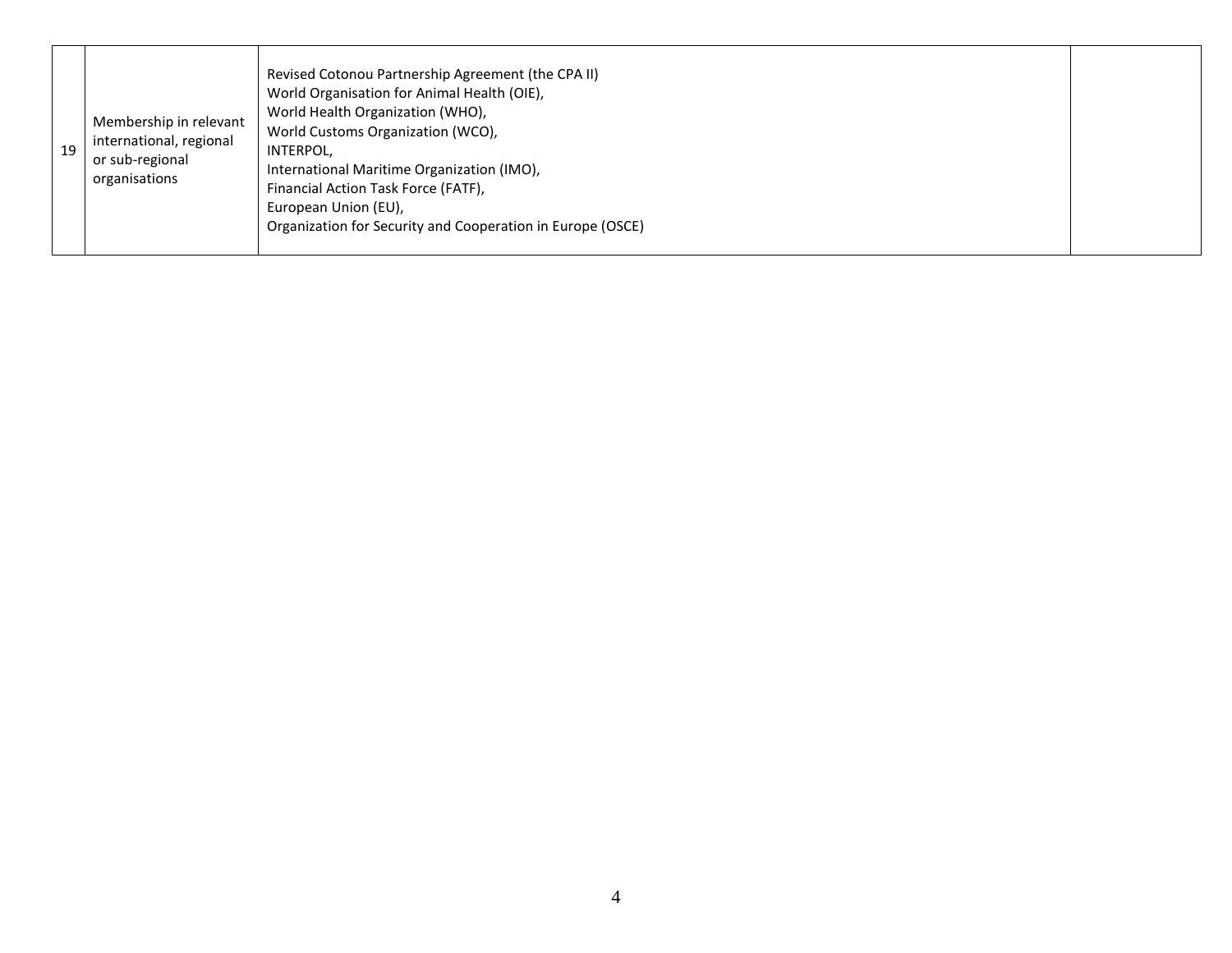| | | | |
|---|---|---|---|
| 19 | Membership in relevant international, regional or sub-regional organisations | Revised Cotonou Partnership Agreement (the CPA II)<br>World Organisation for Animal Health (OIE),<br>World Health Organization (WHO),<br>World Customs Organization (WCO),<br>INTERPOL,<br>International Maritime Organization (IMO),<br>Financial Action Task Force (FATF),<br>European Union (EU),<br>Organization for Security and Cooperation in Europe (OSCE) | |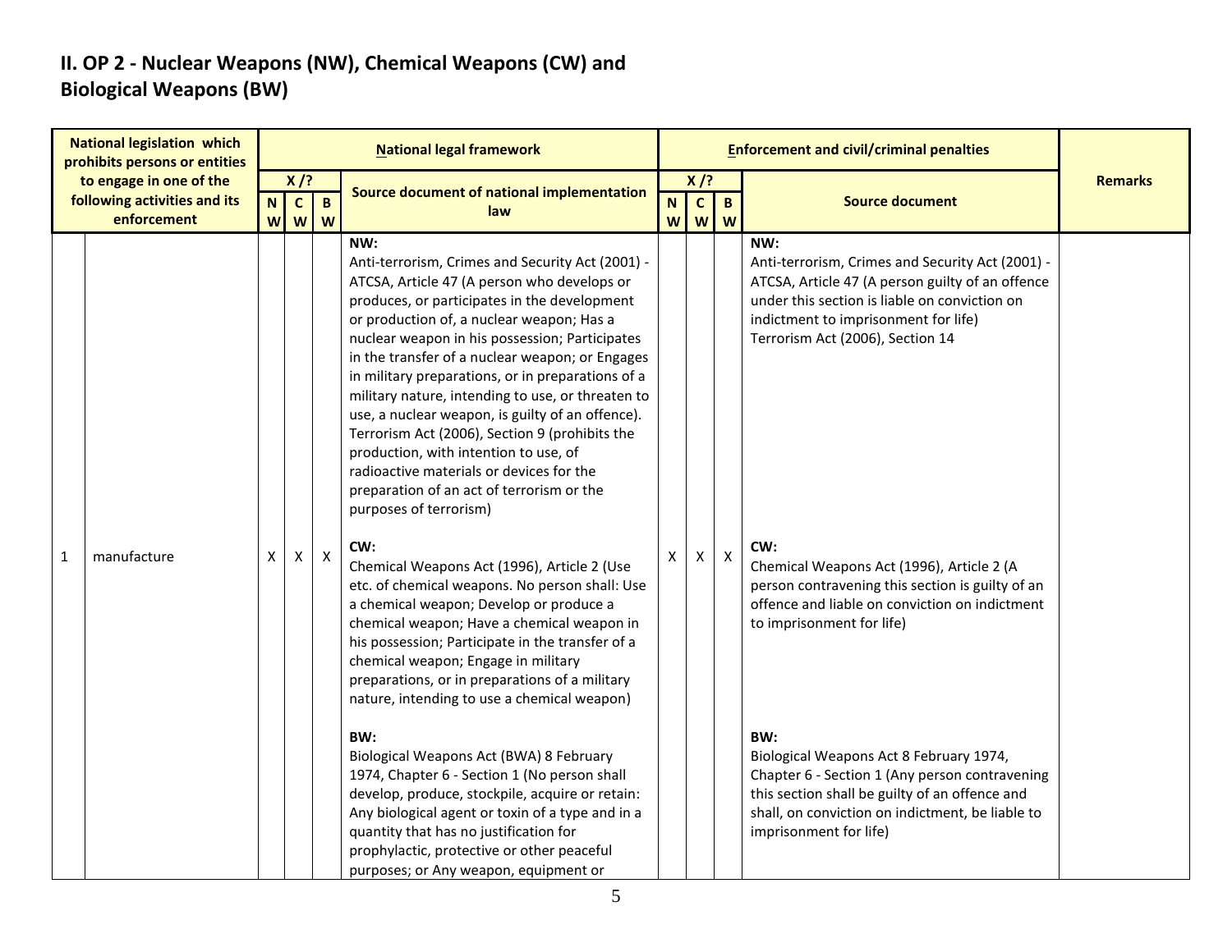## II. OP 2 - Nuclear Weapons (NW), Chemical Weapons (CW) and Biological Weapons (BW)

| | National legislation which prohibits persons or entities to engage in one of the following activities and its enforcement | National legal framework | | | | Enforcement and civil/criminal penalties | | | | Remarks |
|---|---|---|---|---|---|---|---|---|---|---|
| | | X /? | | | Source document of national implementation law | X /? | | | Source document | |
| | | NW | CW | BW | | NW | CW | BW | | |
| 1 | manufacture | X | X | X | **NW:**<br>Anti-terrorism, Crimes and Security Act (2001) - ATCSA, Article 47 (A person who develops or produces, or participates in the development or production of, a nuclear weapon; Has a nuclear weapon in his possession; Participates in the transfer of a nuclear weapon; or Engages in military preparations, or in preparations of a military nature, intending to use, or threaten to use, a nuclear weapon, is guilty of an offence). Terrorism Act (2006), Section 9 (prohibits the production, with intention to use, of radioactive materials or devices for the preparation of an act of terrorism or the purposes of terrorism)<br><br>**CW:**<br>Chemical Weapons Act (1996), Article 2 (Use etc. of chemical weapons. No person shall: Use a chemical weapon; Develop or produce a chemical weapon; Have a chemical weapon in his possession; Participate in the transfer of a chemical weapon; Engage in military preparations, or in preparations of a military nature, intending to use a chemical weapon)<br><br>**BW:**<br>Biological Weapons Act (BWA) 8 February 1974, Chapter 6 - Section 1 (No person shall develop, produce, stockpile, acquire or retain: Any biological agent or toxin of a type and in a quantity that has no justification for prophylactic, protective or other peaceful purposes; or Any weapon, equipment or | X | X | X | **NW:**<br>Anti-terrorism, Crimes and Security Act (2001) - ATCSA, Article 47 (A person guilty of an offence under this section is liable on conviction on indictment to imprisonment for life)<br>Terrorism Act (2006), Section 14<br><br>**CW:**<br>Chemical Weapons Act (1996), Article 2 (A person contravening this section is guilty of an offence and liable on conviction on indictment to imprisonment for life)<br><br>**BW:**<br>Biological Weapons Act 8 February 1974, Chapter 6 - Section 1 (Any person contravening this section shall be guilty of an offence and shall, on conviction on indictment, be liable to imprisonment for life) | |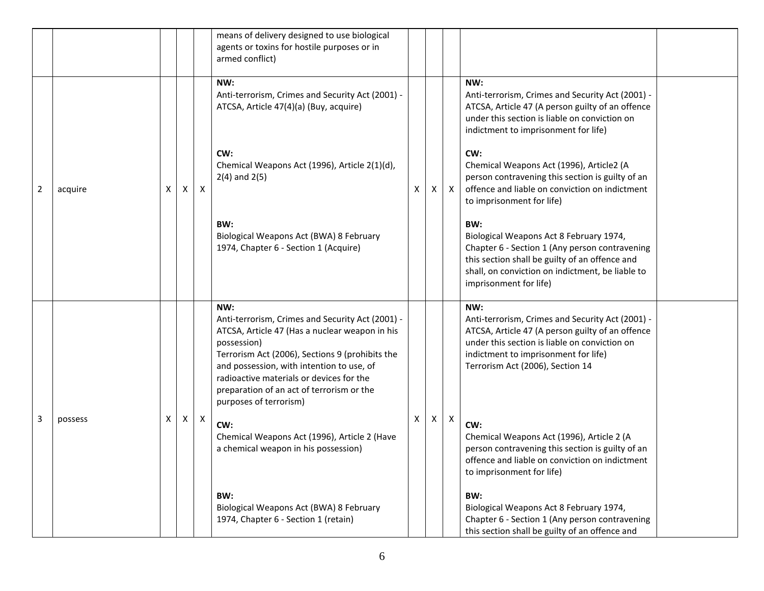| | | | | | | | | | | |
|---|---|---|---|---|---|---|---|---|---|---|
| | | | | | means of delivery designed to use biological agents or toxins for hostile purposes or in armed conflict) | | | | | |
| 2 | acquire | X | X | X | **NW:**<br>Anti-terrorism, Crimes and Security Act (2001) - ATCSA, Article 47(4)(a) (Buy, acquire)<br><br>**CW:**<br>Chemical Weapons Act (1996), Article 2(1)(d), 2(4) and 2(5)<br><br>**BW:**<br>Biological Weapons Act (BWA) 8 February 1974, Chapter 6 - Section 1 (Acquire) | X | X | X | **NW:**<br>Anti-terrorism, Crimes and Security Act (2001) - ATCSA, Article 47 (A person guilty of an offence under this section is liable on conviction on indictment to imprisonment for life)<br><br>**CW:**<br>Chemical Weapons Act (1996), Article2 (A person contravening this section is guilty of an offence and liable on conviction on indictment to imprisonment for life)<br><br>**BW:**<br>Biological Weapons Act 8 February 1974, Chapter 6 - Section 1 (Any person contravening this section shall be guilty of an offence and shall, on conviction on indictment, be liable to imprisonment for life) | |
| 3 | possess | X | X | X | **NW:**<br>Anti-terrorism, Crimes and Security Act (2001) - ATCSA, Article 47 (Has a nuclear weapon in his possession)<br>Terrorism Act (2006), Sections 9 (prohibits the and possession, with intention to use, of radioactive materials or devices for the preparation of an act of terrorism or the purposes of terrorism)<br><br>**CW:**<br>Chemical Weapons Act (1996), Article 2 (Have a chemical weapon in his possession)<br><br>**BW:**<br>Biological Weapons Act (BWA) 8 February 1974, Chapter 6 - Section 1 (retain) | X | X | X | **NW:**<br>Anti-terrorism, Crimes and Security Act (2001) - ATCSA, Article 47 (A person guilty of an offence under this section is liable on conviction on indictment to imprisonment for life)<br>Terrorism Act (2006), Section 14<br><br>**CW:**<br>Chemical Weapons Act (1996), Article 2 (A person contravening this section is guilty of an offence and liable on conviction on indictment to imprisonment for life)<br><br>**BW:**<br>Biological Weapons Act 8 February 1974, Chapter 6 - Section 1 (Any person contravening this section shall be guilty of an offence and | |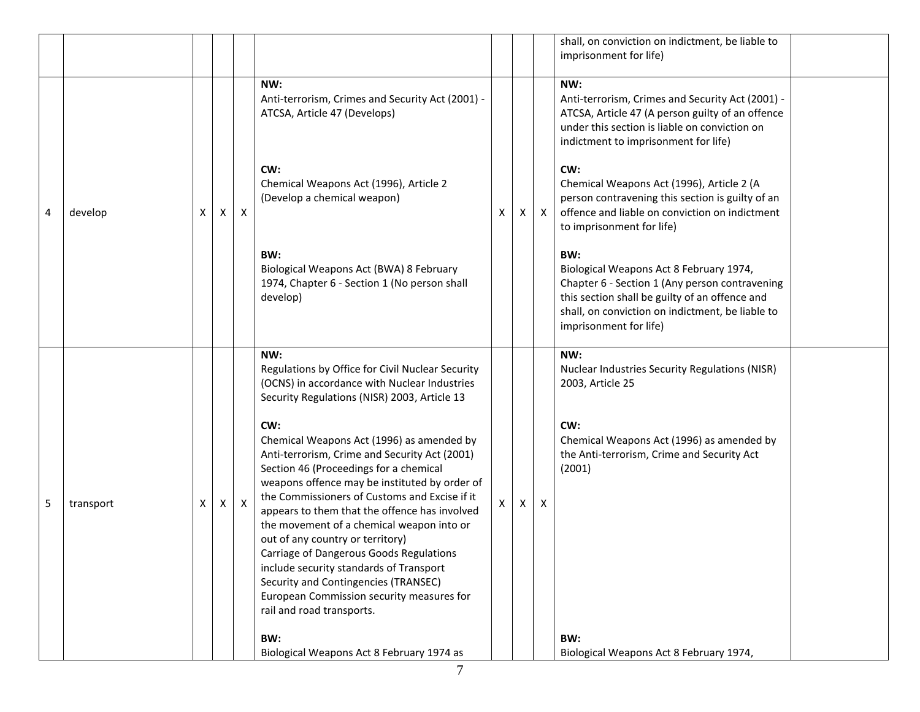| | | | | | | | | | | |
|---|---|---|---|---|---|---|---|---|---|---|
| | | | | | | | | | shall, on conviction on indictment, be liable to imprisonment for life) | |
| 4 | develop | X | X | X | **NW:**<br>Anti-terrorism, Crimes and Security Act (2001) - ATCSA, Article 47 (Develops)<br><br>**CW:**<br>Chemical Weapons Act (1996), Article 2 (Develop a chemical weapon)<br><br>**BW:**<br>Biological Weapons Act (BWA) 8 February 1974, Chapter 6 - Section 1 (No person shall develop) | X | X | X | **NW:**<br>Anti-terrorism, Crimes and Security Act (2001) - ATCSA, Article 47 (A person guilty of an offence under this section is liable on conviction on indictment to imprisonment for life)<br><br>**CW:**<br>Chemical Weapons Act (1996), Article 2 (A person contravening this section is guilty of an offence and liable on conviction on indictment to imprisonment for life)<br><br>**BW:**<br>Biological Weapons Act 8 February 1974, Chapter 6 - Section 1 (Any person contravening this section shall be guilty of an offence and shall, on conviction on indictment, be liable to imprisonment for life) | |
| 5 | transport | X | X | X | **NW:**<br>Regulations by Office for Civil Nuclear Security (OCNS) in accordance with Nuclear Industries Security Regulations (NISR) 2003, Article 13<br><br>**CW:**<br>Chemical Weapons Act (1996) as amended by Anti-terrorism, Crime and Security Act (2001) Section 46 (Proceedings for a chemical weapons offence may be instituted by order of the Commissioners of Customs and Excise if it appears to them that the offence has involved the movement of a chemical weapon into or out of any country or territory)<br>Carriage of Dangerous Goods Regulations include security standards of Transport Security and Contingencies (TRANSEC) European Commission security measures for rail and road transports.<br><br>**BW:**<br>Biological Weapons Act 8 February 1974 as | X | X | X | **NW:**<br>Nuclear Industries Security Regulations (NISR) 2003, Article 25<br><br>**CW:**<br>Chemical Weapons Act (1996) as amended by the Anti-terrorism, Crime and Security Act (2001)<br><br>**BW:**<br>Biological Weapons Act 8 February 1974, | |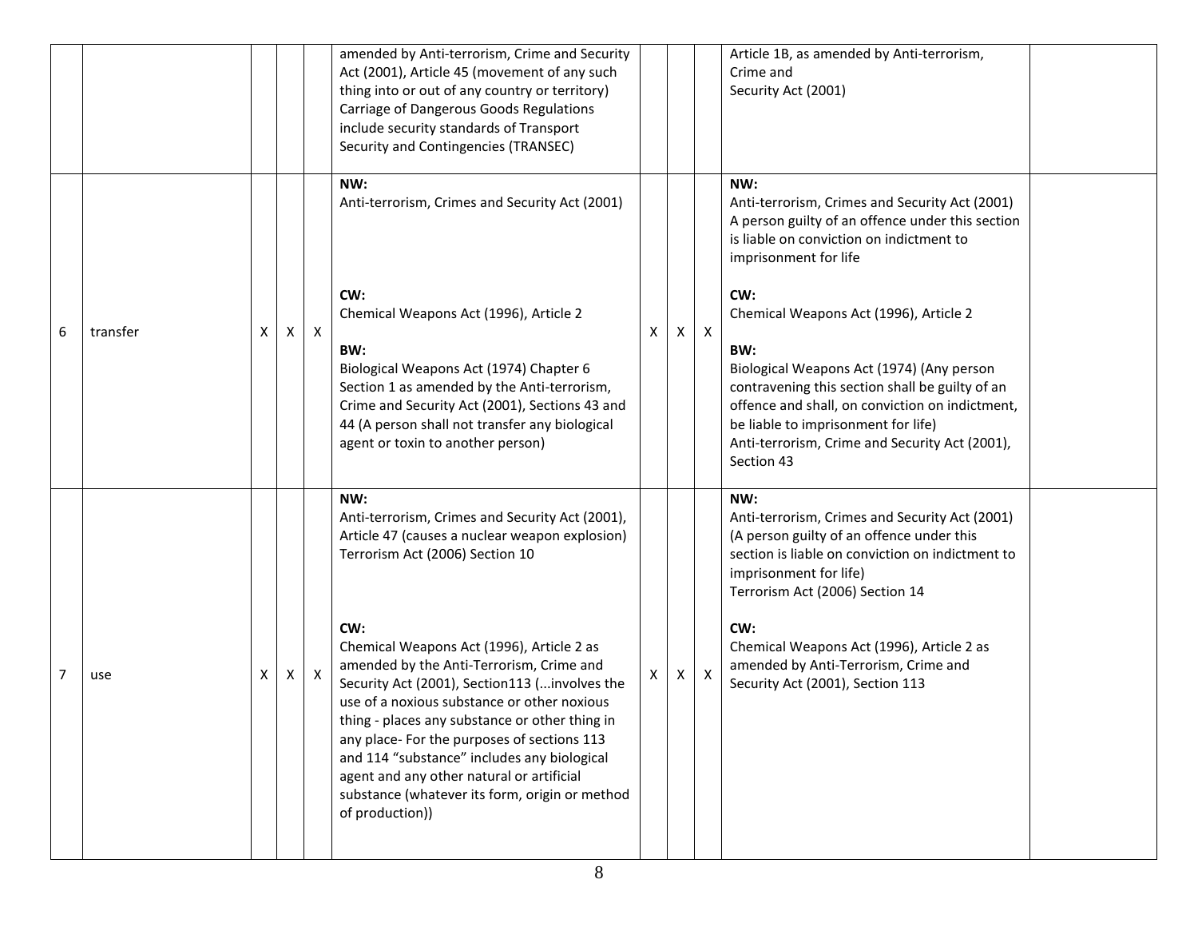| | | | | | | | | | | |
|---|---|---|---|---|---|---|---|---|---|---|
| | | | | | amended by Anti-terrorism, Crime and Security Act (2001), Article 45 (movement of any such thing into or out of any country or territory) Carriage of Dangerous Goods Regulations include security standards of Transport Security and Contingencies (TRANSEC) | | | | Article 1B, as amended by Anti-terrorism, Crime and Security Act (2001) | |
| 6 | transfer | X | X | X | **NW:** Anti-terrorism, Crimes and Security Act (2001)<br><br>**CW:** Chemical Weapons Act (1996), Article 2<br><br>**BW:** Biological Weapons Act (1974) Chapter 6 Section 1 as amended by the Anti-terrorism, Crime and Security Act (2001), Sections 43 and 44 (A person shall not transfer any biological agent or toxin to another person) | X | X | X | **NW:** Anti-terrorism, Crimes and Security Act (2001) A person guilty of an offence under this section is liable on conviction on indictment to imprisonment for life<br><br>**CW:** Chemical Weapons Act (1996), Article 2<br><br>**BW:** Biological Weapons Act (1974) (Any person contravening this section shall be guilty of an offence and shall, on conviction on indictment, be liable to imprisonment for life) Anti-terrorism, Crime and Security Act (2001), Section 43 | |
| 7 | use | X | X | X | **NW:** Anti-terrorism, Crimes and Security Act (2001), Article 47 (causes a nuclear weapon explosion) Terrorism Act (2006) Section 10<br><br>**CW:** Chemical Weapons Act (1996), Article 2 as amended by the Anti-Terrorism, Crime and Security Act (2001), Section113 (...involves the use of a noxious substance or other noxious thing - places any substance or other thing in any place- For the purposes of sections 113 and 114 "substance" includes any biological agent and any other natural or artificial substance (whatever its form, origin or method of production)) | X | X | X | **NW:** Anti-terrorism, Crimes and Security Act (2001) (A person guilty of an offence under this section is liable on conviction on indictment to imprisonment for life) Terrorism Act (2006) Section 14<br><br>**CW:** Chemical Weapons Act (1996), Article 2 as amended by Anti-Terrorism, Crime and Security Act (2001), Section 113 | |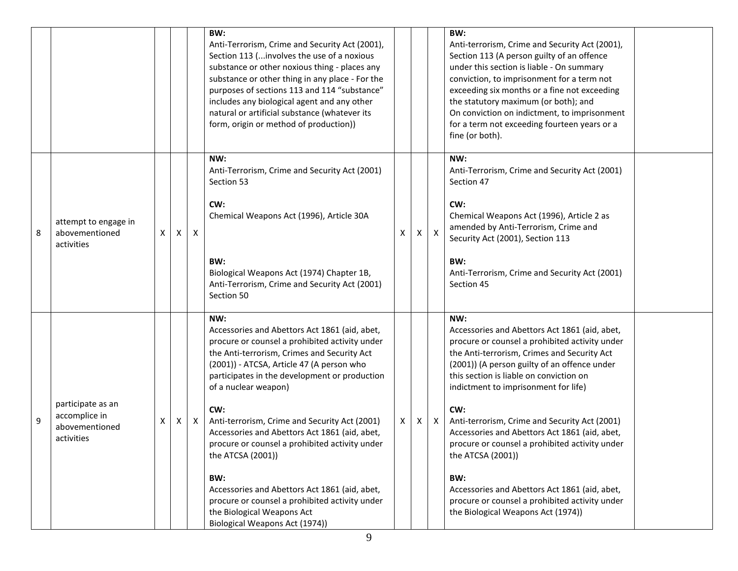| | | | | | | | | | | |
|---|---|---|---|---|---|---|---|---|---|---|
| | | | | | **BW:**<br>Anti-Terrorism, Crime and Security Act (2001), Section 113 (...involves the use of a noxious substance or other noxious thing - places any substance or other thing in any place - For the purposes of sections 113 and 114 "substance" includes any biological agent and any other natural or artificial substance (whatever its form, origin or method of production)) | | | | **BW:**<br>Anti-terrorism, Crime and Security Act (2001), Section 113 (A person guilty of an offence under this section is liable - On summary conviction, to imprisonment for a term not exceeding six months or a fine not exceeding the statutory maximum (or both); and<br>On conviction on indictment, to imprisonment for a term not exceeding fourteen years or a fine (or both). | |
| 8 | attempt to engage in abovementioned activities | X | X | X | **NW:**<br>Anti-Terrorism, Crime and Security Act (2001) Section 53<br><br>**CW:**<br>Chemical Weapons Act (1996), Article 30A<br><br>**BW:**<br>Biological Weapons Act (1974) Chapter 1B, Anti-Terrorism, Crime and Security Act (2001) Section 50 | X | X | X | **NW:**<br>Anti-Terrorism, Crime and Security Act (2001) Section 47<br><br>**CW:**<br>Chemical Weapons Act (1996), Article 2 as amended by Anti-Terrorism, Crime and Security Act (2001), Section 113<br><br>**BW:**<br>Anti-Terrorism, Crime and Security Act (2001) Section 45 | |
| 9 | participate as an accomplice in abovementioned activities | X | X | X | **NW:**<br>Accessories and Abettors Act 1861 (aid, abet, procure or counsel a prohibited activity under the Anti-terrorism, Crimes and Security Act (2001)) - ATCSA, Article 47 (A person who participates in the development or production of a nuclear weapon)<br><br>**CW:**<br>Anti-terrorism, Crime and Security Act (2001) Accessories and Abettors Act 1861 (aid, abet, procure or counsel a prohibited activity under the ATCSA (2001))<br><br>**BW:**<br>Accessories and Abettors Act 1861 (aid, abet, procure or counsel a prohibited activity under the Biological Weapons Act<br>Biological Weapons Act (1974)) | X | X | X | **NW:**<br>Accessories and Abettors Act 1861 (aid, abet, procure or counsel a prohibited activity under the Anti-terrorism, Crimes and Security Act (2001)) (A person guilty of an offence under this section is liable on conviction on indictment to imprisonment for life)<br><br>**CW:**<br>Anti-terrorism, Crime and Security Act (2001) Accessories and Abettors Act 1861 (aid, abet, procure or counsel a prohibited activity under the ATCSA (2001))<br><br>**BW:**<br>Accessories and Abettors Act 1861 (aid, abet, procure or counsel a prohibited activity under the Biological Weapons Act (1974)) | |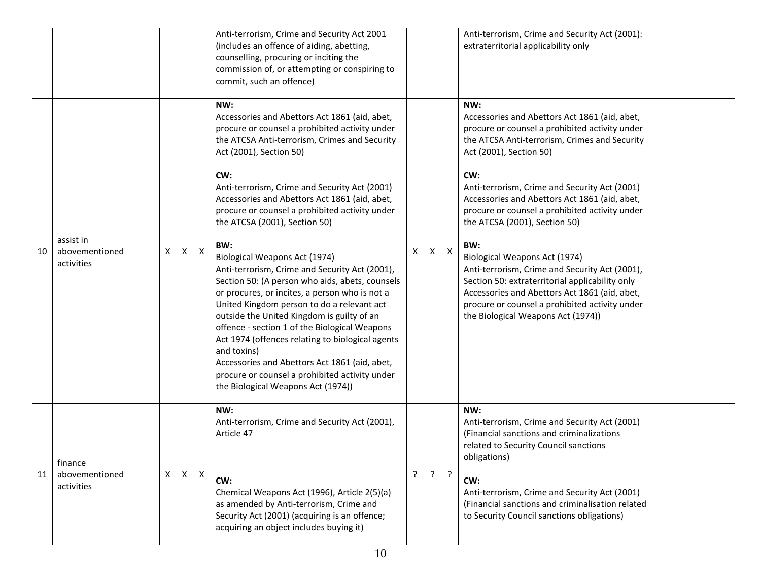| | | | | | | | | | | |
|---|---|---|---|---|---|---|---|---|---|---|
| | | | | | Anti-terrorism, Crime and Security Act 2001 (includes an offence of aiding, abetting, counselling, procuring or inciting the commission of, or attempting or conspiring to commit, such an offence) | | | | Anti-terrorism, Crime and Security Act (2001): extraterritorial applicability only | |
| 10 | assist in abovementioned activities | X | X | X | **NW:**<br>Accessories and Abettors Act 1861 (aid, abet, procure or counsel a prohibited activity under the ATCSA Anti-terrorism, Crimes and Security Act (2001), Section 50)<br><br>**CW:**<br>Anti-terrorism, Crime and Security Act (2001) Accessories and Abettors Act 1861 (aid, abet, procure or counsel a prohibited activity under the ATCSA (2001), Section 50)<br><br>**BW:**<br>Biological Weapons Act (1974)<br>Anti-terrorism, Crime and Security Act (2001), Section 50: (A person who aids, abets, counsels or procures, or incites, a person who is not a United Kingdom person to do a relevant act outside the United Kingdom is guilty of an offence - section 1 of the Biological Weapons Act 1974 (offences relating to biological agents and toxins)<br>Accessories and Abettors Act 1861 (aid, abet, procure or counsel a prohibited activity under the Biological Weapons Act (1974)) | X | X | X | **NW:**<br>Accessories and Abettors Act 1861 (aid, abet, procure or counsel a prohibited activity under the ATCSA Anti-terrorism, Crimes and Security Act (2001), Section 50)<br><br>**CW:**<br>Anti-terrorism, Crime and Security Act (2001) Accessories and Abettors Act 1861 (aid, abet, procure or counsel a prohibited activity under the ATCSA (2001), Section 50)<br><br>**BW:**<br>Biological Weapons Act (1974)<br>Anti-terrorism, Crime and Security Act (2001), Section 50: extraterritorial applicability only<br>Accessories and Abettors Act 1861 (aid, abet, procure or counsel a prohibited activity under the Biological Weapons Act (1974)) | |
| 11 | finance abovementioned activities | X | X | X | **NW:**<br>Anti-terrorism, Crime and Security Act (2001), Article 47<br><br>**CW:**<br>Chemical Weapons Act (1996), Article 2(5)(a) as amended by Anti-terrorism, Crime and Security Act (2001) (acquiring is an offence; acquiring an object includes buying it) | ? | ? | ? | **NW:**<br>Anti-terrorism, Crime and Security Act (2001) (Financial sanctions and criminalizations related to Security Council sanctions obligations)<br><br>**CW:**<br>Anti-terrorism, Crime and Security Act (2001) (Financial sanctions and criminalisation related to Security Council sanctions obligations) | |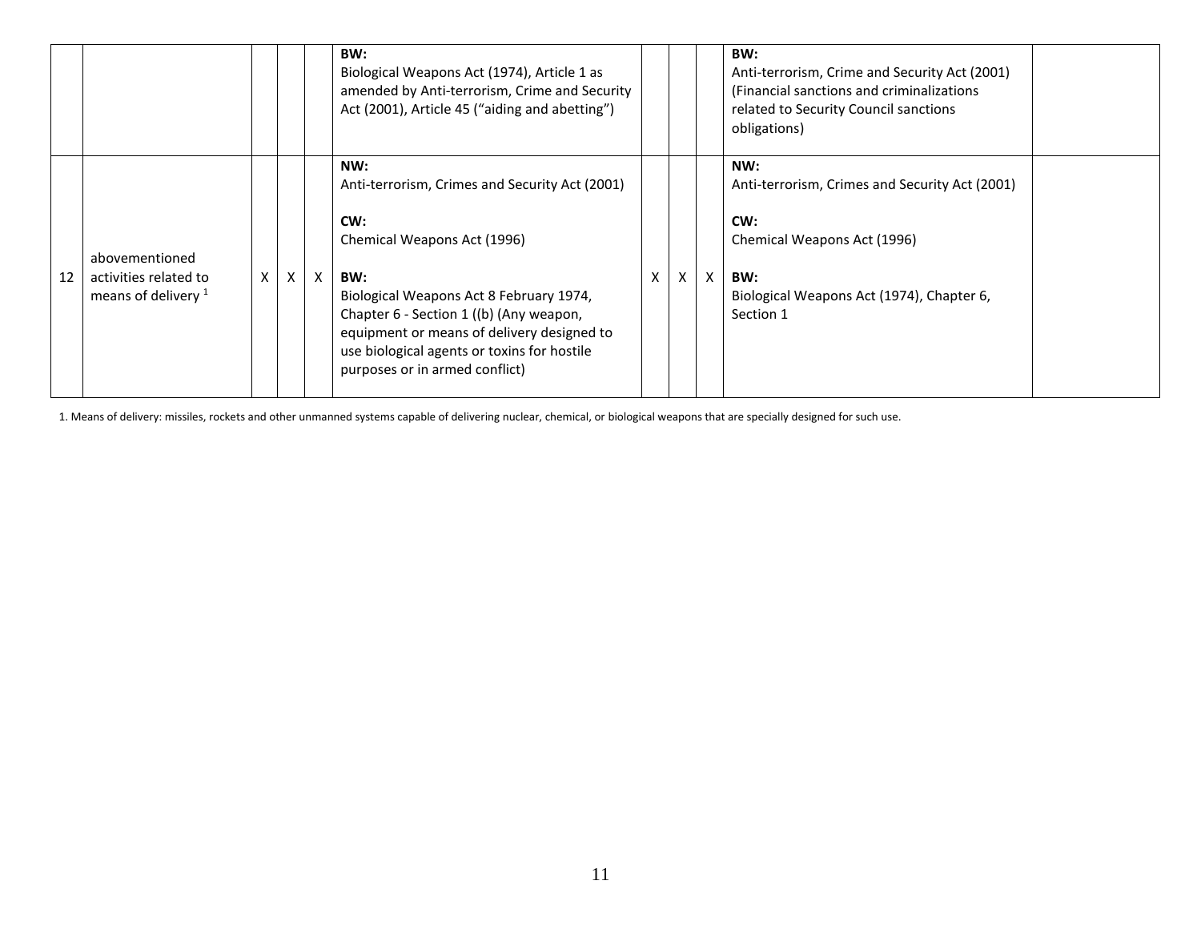| | | | | | | | | | | |
|---|---|---|---|---|---|---|---|---|---|---|
| | | | | | **BW:**<br>Biological Weapons Act (1974), Article 1 as amended by Anti-terrorism, Crime and Security Act (2001), Article 45 ("aiding and abetting") | | | | **BW:**<br>Anti-terrorism, Crime and Security Act (2001) (Financial sanctions and criminalizations related to Security Council sanctions obligations) | |
| 12 | abovementioned activities related to means of delivery [1] | X | X | X | **NW:**<br>Anti-terrorism, Crimes and Security Act (2001)<br><br>**CW:**<br>Chemical Weapons Act (1996)<br><br>**BW:**<br>Biological Weapons Act 8 February 1974, Chapter 6 - Section 1 ((b) (Any weapon, equipment or means of delivery designed to use biological agents or toxins for hostile purposes or in armed conflict) | X | X | X | **NW:**<br>Anti-terrorism, Crimes and Security Act (2001)<br><br>**CW:**<br>Chemical Weapons Act (1996)<br><br>**BW:**<br>Biological Weapons Act (1974), Chapter 6, Section 1 | |

1. Means of delivery: missiles, rockets and other unmanned systems capable of delivering nuclear, chemical, or biological weapons that are specially designed for such use.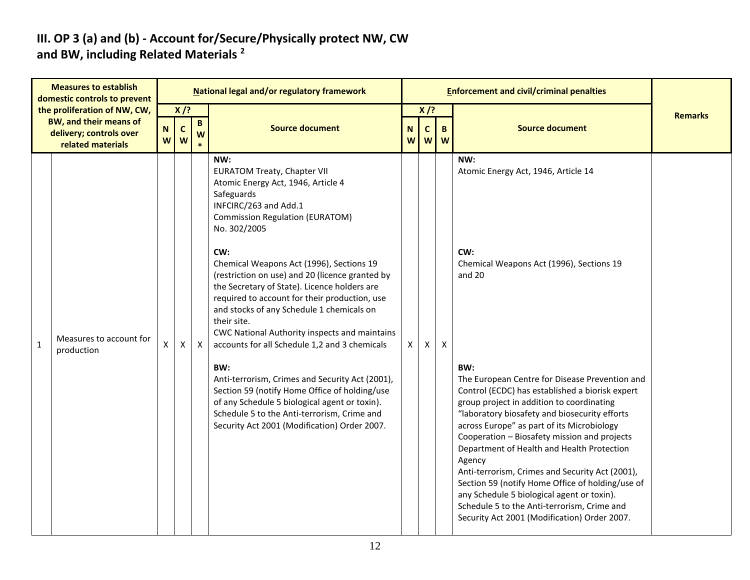## III. OP 3 (a) and (b) - Account for/Secure/Physically protect NW, CW and BW, including Related Materials [2]

| Measures to establish domestic controls to prevent the proliferation of NW, CW, BW, and their means of delivery; controls over related materials | | National legal and/or regulatory framework | | | | Enforcement and civil/criminal penalties | | | | Remarks |
|---|---|---|---|---|---|---|---|---|---|---|
| | | X /? | | | Source document | X /? | | | Source document | |
| | | NW | CW | BW* | | NW | CW | BW | | |
| 1 | Measures to account for production | X | X | X | **NW:**<br>EURATOM Treaty, Chapter VII<br>Atomic Energy Act, 1946, Article 4<br>Safeguards<br>INFCIRC/263 and Add.1<br>Commission Regulation (EURATOM) No. 302/2005<br><br>**CW:**<br>Chemical Weapons Act (1996), Sections 19 (restriction on use) and 20 (licence granted by the Secretary of State). Licence holders are required to account for their production, use and stocks of any Schedule 1 chemicals on their site.<br>CWC National Authority inspects and maintains accounts for all Schedule 1,2 and 3 chemicals<br><br>**BW:**<br>Anti-terrorism, Crimes and Security Act (2001), Section 59 (notify Home Office of holding/use of any Schedule 5 biological agent or toxin). Schedule 5 to the Anti-terrorism, Crime and Security Act 2001 (Modification) Order 2007. | X | X | X | **NW:**<br>Atomic Energy Act, 1946, Article 14<br><br>**CW:**<br>Chemical Weapons Act (1996), Sections 19 and 20<br><br>**BW:**<br>The European Centre for Disease Prevention and Control (ECDC) has established a biorisk expert group project in addition to coordinating "laboratory biosafety and biosecurity efforts across Europe" as part of its Microbiology Cooperation – Biosafety mission and projects Department of Health and Health Protection Agency<br>Anti-terrorism, Crimes and Security Act (2001), Section 59 (notify Home Office of holding/use of any Schedule 5 biological agent or toxin). Schedule 5 to the Anti-terrorism, Crime and Security Act 2001 (Modification) Order 2007. | |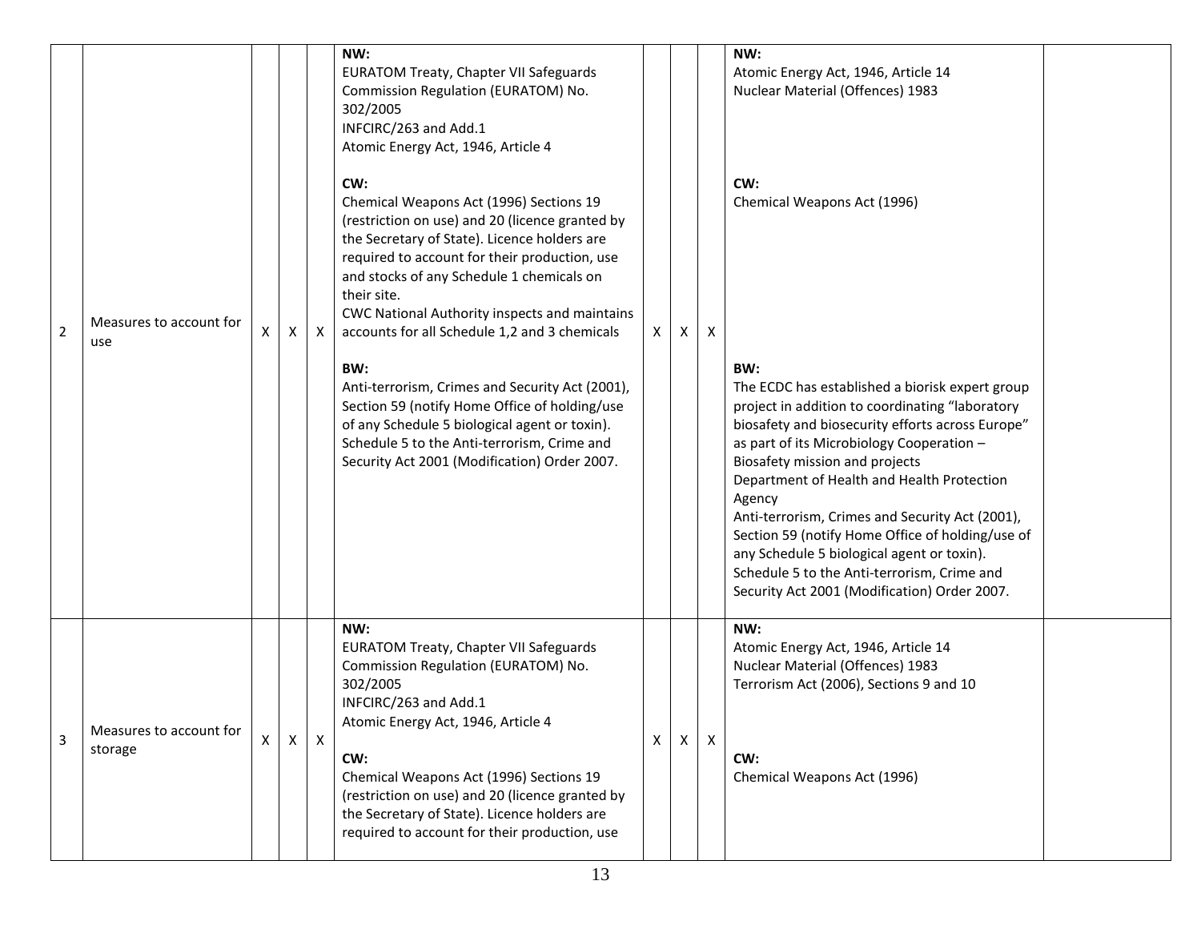| 2 | Measures to account for use | X | X | X | **NW:**<br>EURATOM Treaty, Chapter VII Safeguards<br>Commission Regulation (EURATOM) No. 302/2005<br>INFCIRC/263 and Add.1<br>Atomic Energy Act, 1946, Article 4<br><br>**CW:**<br>Chemical Weapons Act (1996) Sections 19 (restriction on use) and 20 (licence granted by the Secretary of State). Licence holders are required to account for their production, use and stocks of any Schedule 1 chemicals on their site.<br>CWC National Authority inspects and maintains accounts for all Schedule 1,2 and 3 chemicals<br><br>**BW:**<br>Anti-terrorism, Crimes and Security Act (2001), Section 59 (notify Home Office of holding/use of any Schedule 5 biological agent or toxin).<br>Schedule 5 to the Anti-terrorism, Crime and Security Act 2001 (Modification) Order 2007. | X | X | X | **NW:**<br>Atomic Energy Act, 1946, Article 14<br>Nuclear Material (Offences) 1983<br><br>**CW:**<br>Chemical Weapons Act (1996)<br><br>**BW:**<br>The ECDC has established a biorisk expert group project in addition to coordinating "laboratory biosafety and biosecurity efforts across Europe" as part of its Microbiology Cooperation – Biosafety mission and projects<br>Department of Health and Health Protection Agency<br>Anti-terrorism, Crimes and Security Act (2001), Section 59 (notify Home Office of holding/use of any Schedule 5 biological agent or toxin).<br>Schedule 5 to the Anti-terrorism, Crime and Security Act 2001 (Modification) Order 2007. | |
|---|---|---|---|---|---|---|---|---|---|---|
| 3 | Measures to account for storage | X | X | X | **NW:**<br>EURATOM Treaty, Chapter VII Safeguards<br>Commission Regulation (EURATOM) No. 302/2005<br>INFCIRC/263 and Add.1<br>Atomic Energy Act, 1946, Article 4<br><br>**CW:**<br>Chemical Weapons Act (1996) Sections 19 (restriction on use) and 20 (licence granted by the Secretary of State). Licence holders are required to account for their production, use | X | X | X | **NW:**<br>Atomic Energy Act, 1946, Article 14<br>Nuclear Material (Offences) 1983<br>Terrorism Act (2006), Sections 9 and 10<br><br>**CW:**<br>Chemical Weapons Act (1996) | |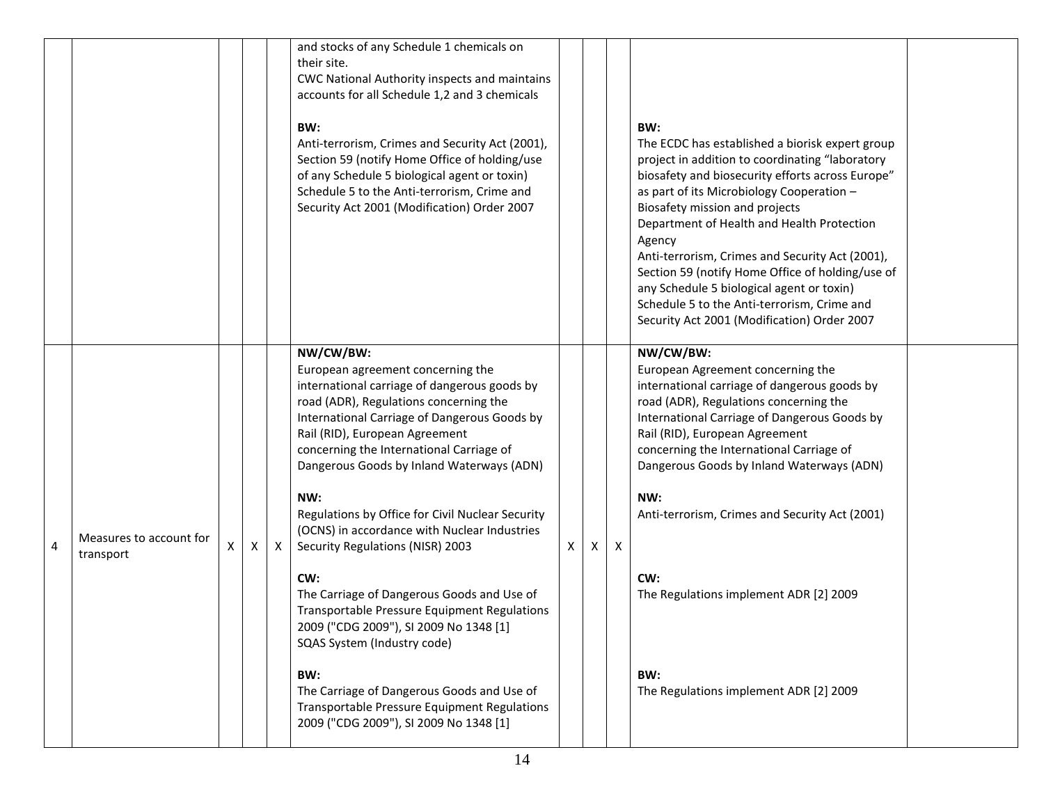| | | | | | | | | | | |
|---|---|---|---|---|---|---|---|---|---|---|
| | | | | | and stocks of any Schedule 1 chemicals on their site.<br>CWC National Authority inspects and maintains accounts for all Schedule 1,2 and 3 chemicals<br><br>**BW:**<br>Anti-terrorism, Crimes and Security Act (2001), Section 59 (notify Home Office of holding/use of any Schedule 5 biological agent or toxin)<br>Schedule 5 to the Anti-terrorism, Crime and Security Act 2001 (Modification) Order 2007 | | | | **BW:**<br>The ECDC has established a biorisk expert group project in addition to coordinating "laboratory biosafety and biosecurity efforts across Europe" as part of its Microbiology Cooperation – Biosafety mission and projects<br>Department of Health and Health Protection Agency<br>Anti-terrorism, Crimes and Security Act (2001), Section 59 (notify Home Office of holding/use of any Schedule 5 biological agent or toxin)<br>Schedule 5 to the Anti-terrorism, Crime and Security Act 2001 (Modification) Order 2007 | |
| 4 | Measures to account for transport | X | X | X | **NW/CW/BW:**<br>European agreement concerning the international carriage of dangerous goods by road (ADR), Regulations concerning the International Carriage of Dangerous Goods by Rail (RID), European Agreement concerning the International Carriage of Dangerous Goods by Inland Waterways (ADN)<br><br>**NW:**<br>Regulations by Office for Civil Nuclear Security (OCNS) in accordance with Nuclear Industries Security Regulations (NISR) 2003<br><br>**CW:**<br>The Carriage of Dangerous Goods and Use of Transportable Pressure Equipment Regulations 2009 ("CDG 2009"), SI 2009 No 1348 [1]<br>SQAS System (Industry code)<br><br>**BW:**<br>The Carriage of Dangerous Goods and Use of Transportable Pressure Equipment Regulations 2009 ("CDG 2009"), SI 2009 No 1348 [1] | X | X | X | **NW/CW/BW:**<br>European Agreement concerning the international carriage of dangerous goods by road (ADR), Regulations concerning the International Carriage of Dangerous Goods by Rail (RID), European Agreement concerning the International Carriage of Dangerous Goods by Inland Waterways (ADN)<br><br>**NW:**<br>Anti-terrorism, Crimes and Security Act (2001)<br><br>**CW:**<br>The Regulations implement ADR [2] 2009<br><br>**BW:**<br>The Regulations implement ADR [2] 2009 | |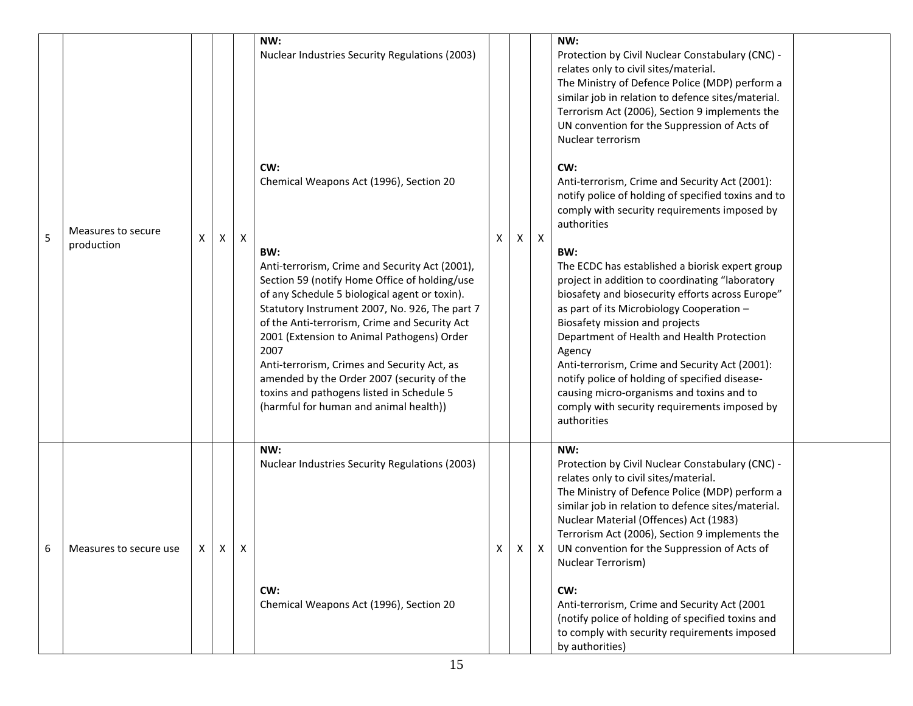| 5 | Measures to secure production | X | X | X | **NW:**<br>Nuclear Industries Security Regulations (2003)<br><br>**CW:**<br>Chemical Weapons Act (1996), Section 20<br><br>**BW:**<br>Anti-terrorism, Crime and Security Act (2001), Section 59 (notify Home Office of holding/use of any Schedule 5 biological agent or toxin).<br>Statutory Instrument 2007, No. 926, The part 7 of the Anti-terrorism, Crime and Security Act 2001 (Extension to Animal Pathogens) Order 2007<br>Anti-terrorism, Crimes and Security Act, as amended by the Order 2007 (security of the toxins and pathogens listed in Schedule 5 (harmful for human and animal health)) | X | X | X | **NW:**<br>Protection by Civil Nuclear Constabulary (CNC) - relates only to civil sites/material.<br>The Ministry of Defence Police (MDP) perform a similar job in relation to defence sites/material.<br>Terrorism Act (2006), Section 9 implements the UN convention for the Suppression of Acts of Nuclear terrorism<br><br>**CW:**<br>Anti-terrorism, Crime and Security Act (2001): notify police of holding of specified toxins and to comply with security requirements imposed by authorities<br><br>**BW:**<br>The ECDC has established a biorisk expert group project in addition to coordinating "laboratory biosafety and biosecurity efforts across Europe" as part of its Microbiology Cooperation – Biosafety mission and projects<br>Department of Health and Health Protection Agency<br>Anti-terrorism, Crime and Security Act (2001): notify police of holding of specified disease-causing micro-organisms and toxins and to comply with security requirements imposed by authorities | |
|---|---|---|---|---|---|---|---|---|---|---|
| 6 | Measures to secure use | X | X | X | **NW:**<br>Nuclear Industries Security Regulations (2003)<br><br>**CW:**<br>Chemical Weapons Act (1996), Section 20 | X | X | X | **NW:**<br>Protection by Civil Nuclear Constabulary (CNC) - relates only to civil sites/material.<br>The Ministry of Defence Police (MDP) perform a similar job in relation to defence sites/material.<br>Nuclear Material (Offences) Act (1983)<br>Terrorism Act (2006), Section 9 implements the UN convention for the Suppression of Acts of Nuclear Terrorism)<br><br>**CW:**<br>Anti-terrorism, Crime and Security Act (2001 (notify police of holding of specified toxins and to comply with security requirements imposed by authorities) | |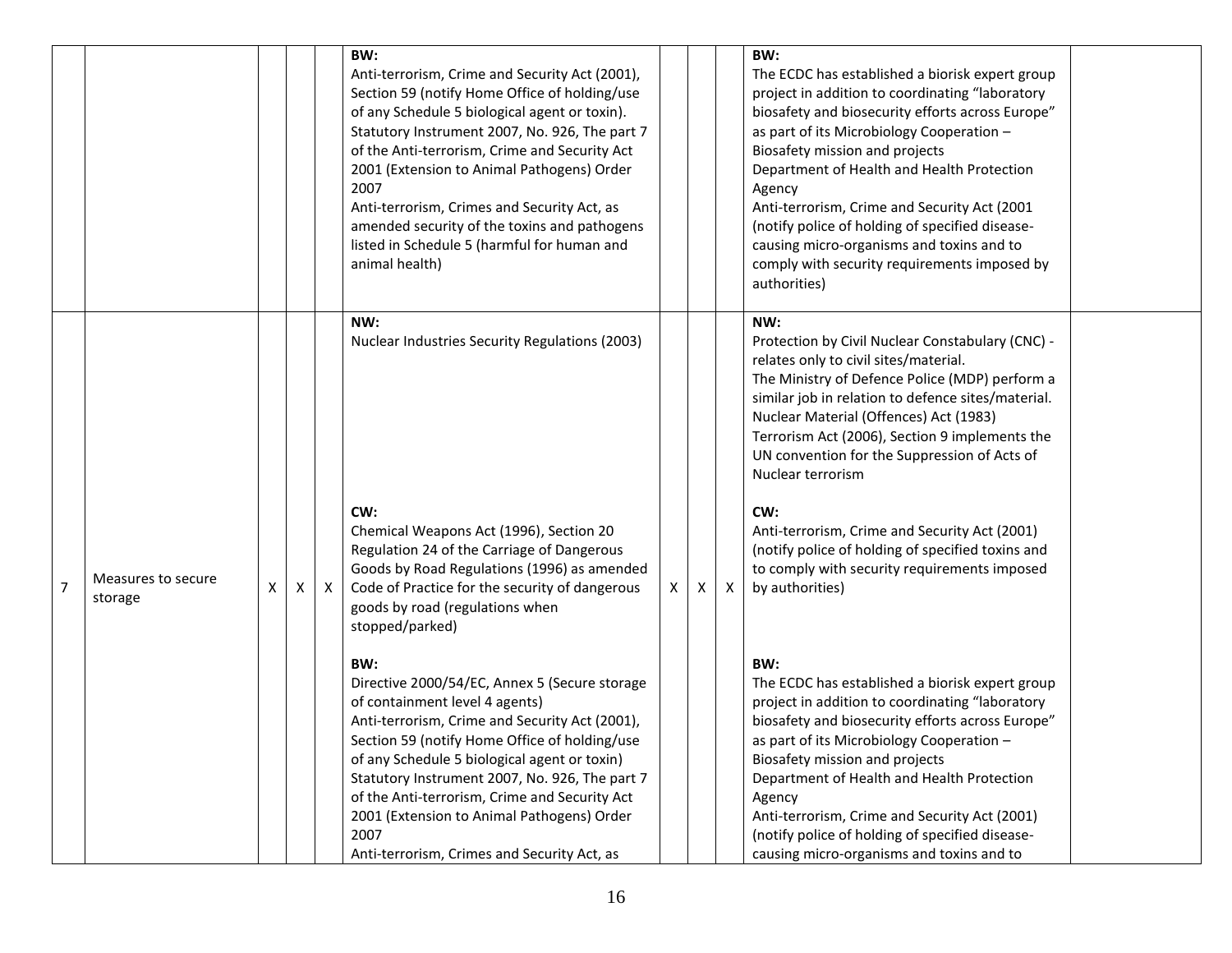| | | | | | | | | | | |
|---|---|---|---|---|---|---|---|---|---|---|
| | | | | | **BW:**<br>Anti-terrorism, Crime and Security Act (2001), Section 59 (notify Home Office of holding/use of any Schedule 5 biological agent or toxin).<br>Statutory Instrument 2007, No. 926, The part 7 of the Anti-terrorism, Crime and Security Act 2001 (Extension to Animal Pathogens) Order 2007<br>Anti-terrorism, Crimes and Security Act, as amended security of the toxins and pathogens listed in Schedule 5 (harmful for human and animal health) | | | | **BW:**<br>The ECDC has established a biorisk expert group project in addition to coordinating "laboratory biosafety and biosecurity efforts across Europe" as part of its Microbiology Cooperation – Biosafety mission and projects<br>Department of Health and Health Protection Agency<br>Anti-terrorism, Crime and Security Act (2001 (notify police of holding of specified disease-causing micro-organisms and toxins and to comply with security requirements imposed by authorities) | |
| 7 | Measures to secure storage | X | X | X | **NW:**<br>Nuclear Industries Security Regulations (2003)<br><br>**CW:**<br>Chemical Weapons Act (1996), Section 20<br>Regulation 24 of the Carriage of Dangerous Goods by Road Regulations (1996) as amended<br>Code of Practice for the security of dangerous goods by road (regulations when stopped/parked)<br><br>**BW:**<br>Directive 2000/54/EC, Annex 5 (Secure storage of containment level 4 agents)<br>Anti-terrorism, Crime and Security Act (2001), Section 59 (notify Home Office of holding/use of any Schedule 5 biological agent or toxin)<br>Statutory Instrument 2007, No. 926, The part 7 of the Anti-terrorism, Crime and Security Act 2001 (Extension to Animal Pathogens) Order 2007<br>Anti-terrorism, Crimes and Security Act, as | X | X | X | **NW:**<br>Protection by Civil Nuclear Constabulary (CNC) - relates only to civil sites/material.<br>The Ministry of Defence Police (MDP) perform a similar job in relation to defence sites/material.<br>Nuclear Material (Offences) Act (1983)<br>Terrorism Act (2006), Section 9 implements the UN convention for the Suppression of Acts of Nuclear terrorism<br><br>**CW:**<br>Anti-terrorism, Crime and Security Act (2001) (notify police of holding of specified toxins and to comply with security requirements imposed by authorities)<br><br>**BW:**<br>The ECDC has established a biorisk expert group project in addition to coordinating "laboratory biosafety and biosecurity efforts across Europe" as part of its Microbiology Cooperation – Biosafety mission and projects<br>Department of Health and Health Protection Agency<br>Anti-terrorism, Crime and Security Act (2001) (notify police of holding of specified disease-causing micro-organisms and toxins and to | |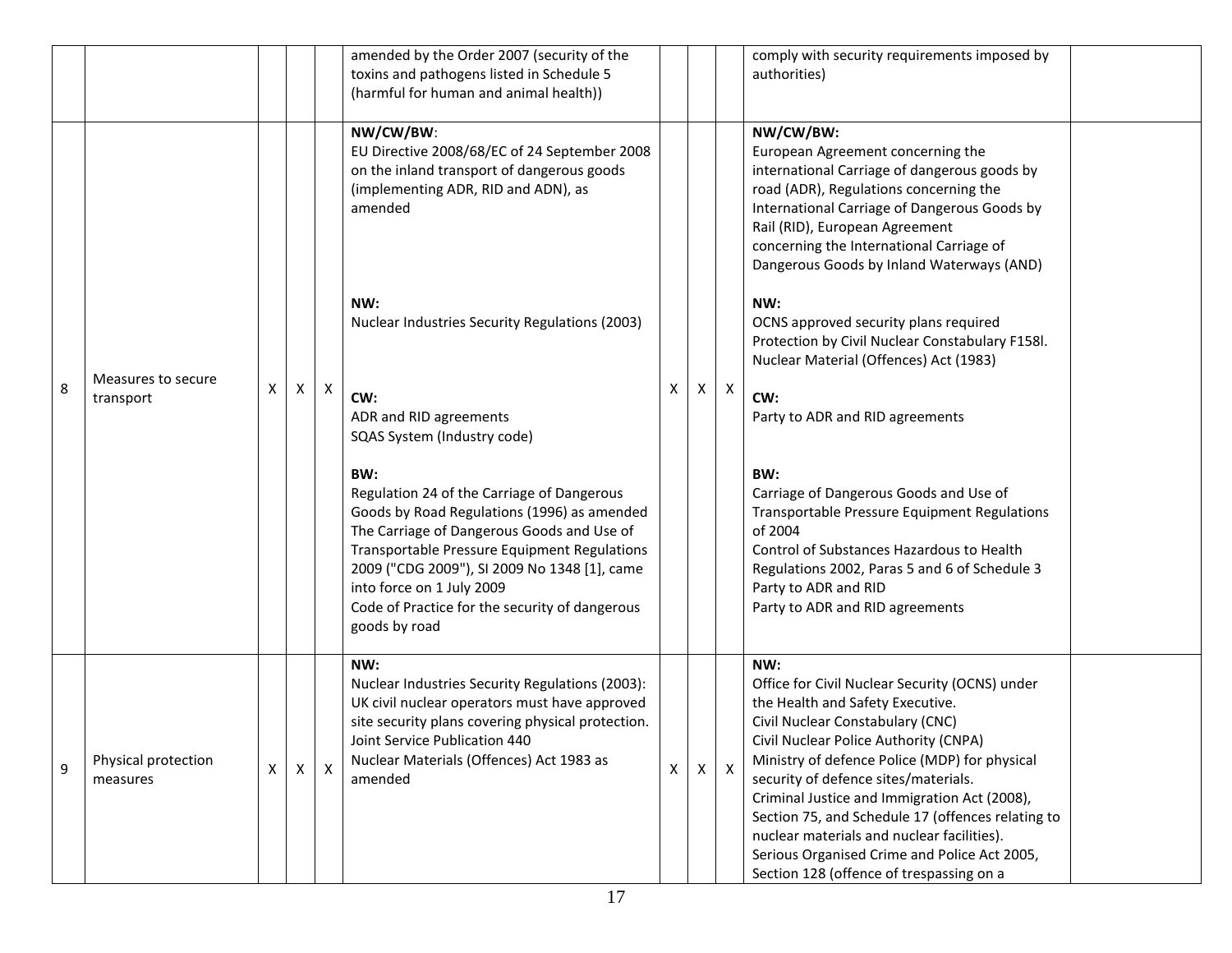| | | | | | | | | | | |
|---|---|---|---|---|---|---|---|---|---|---|
| | | | | | amended by the Order 2007 (security of the toxins and pathogens listed in Schedule 5 (harmful for human and animal health)) | | | | comply with security requirements imposed by authorities) | |
| 8 | Measures to secure transport | X | X | X | **NW/CW/BW**:<br>EU Directive 2008/68/EC of 24 September 2008 on the inland transport of dangerous goods (implementing ADR, RID and ADN), as amended<br><br>**NW:**<br>Nuclear Industries Security Regulations (2003)<br><br>**CW:**<br>ADR and RID agreements<br>SQAS System (Industry code)<br><br>**BW:**<br>Regulation 24 of the Carriage of Dangerous Goods by Road Regulations (1996) as amended<br>The Carriage of Dangerous Goods and Use of Transportable Pressure Equipment Regulations 2009 ("CDG 2009"), SI 2009 No 1348 [1], came into force on 1 July 2009<br>Code of Practice for the security of dangerous goods by road | X | X | X | **NW/CW/BW:**<br>European Agreement concerning the international Carriage of dangerous goods by road (ADR), Regulations concerning the International Carriage of Dangerous Goods by Rail (RID), European Agreement concerning the International Carriage of Dangerous Goods by Inland Waterways (AND)<br><br>**NW:**<br>OCNS approved security plans required<br>Protection by Civil Nuclear Constabulary F158l.<br>Nuclear Material (Offences) Act (1983)<br><br>**CW:**<br>Party to ADR and RID agreements<br><br>**BW:**<br>Carriage of Dangerous Goods and Use of Transportable Pressure Equipment Regulations of 2004<br>Control of Substances Hazardous to Health Regulations 2002, Paras 5 and 6 of Schedule 3<br>Party to ADR and RID<br>Party to ADR and RID agreements | |
| 9 | Physical protection measures | X | X | X | **NW:**<br>Nuclear Industries Security Regulations (2003): UK civil nuclear operators must have approved site security plans covering physical protection.<br>Joint Service Publication 440<br>Nuclear Materials (Offences) Act 1983 as amended | X | X | X | **NW:**<br>Office for Civil Nuclear Security (OCNS) under the Health and Safety Executive.<br>Civil Nuclear Constabulary (CNC)<br>Civil Nuclear Police Authority (CNPA)<br>Ministry of defence Police (MDP) for physical security of defence sites/materials.<br>Criminal Justice and Immigration Act (2008), Section 75, and Schedule 17 (offences relating to nuclear materials and nuclear facilities).<br>Serious Organised Crime and Police Act 2005, Section 128 (offence of trespassing on a | |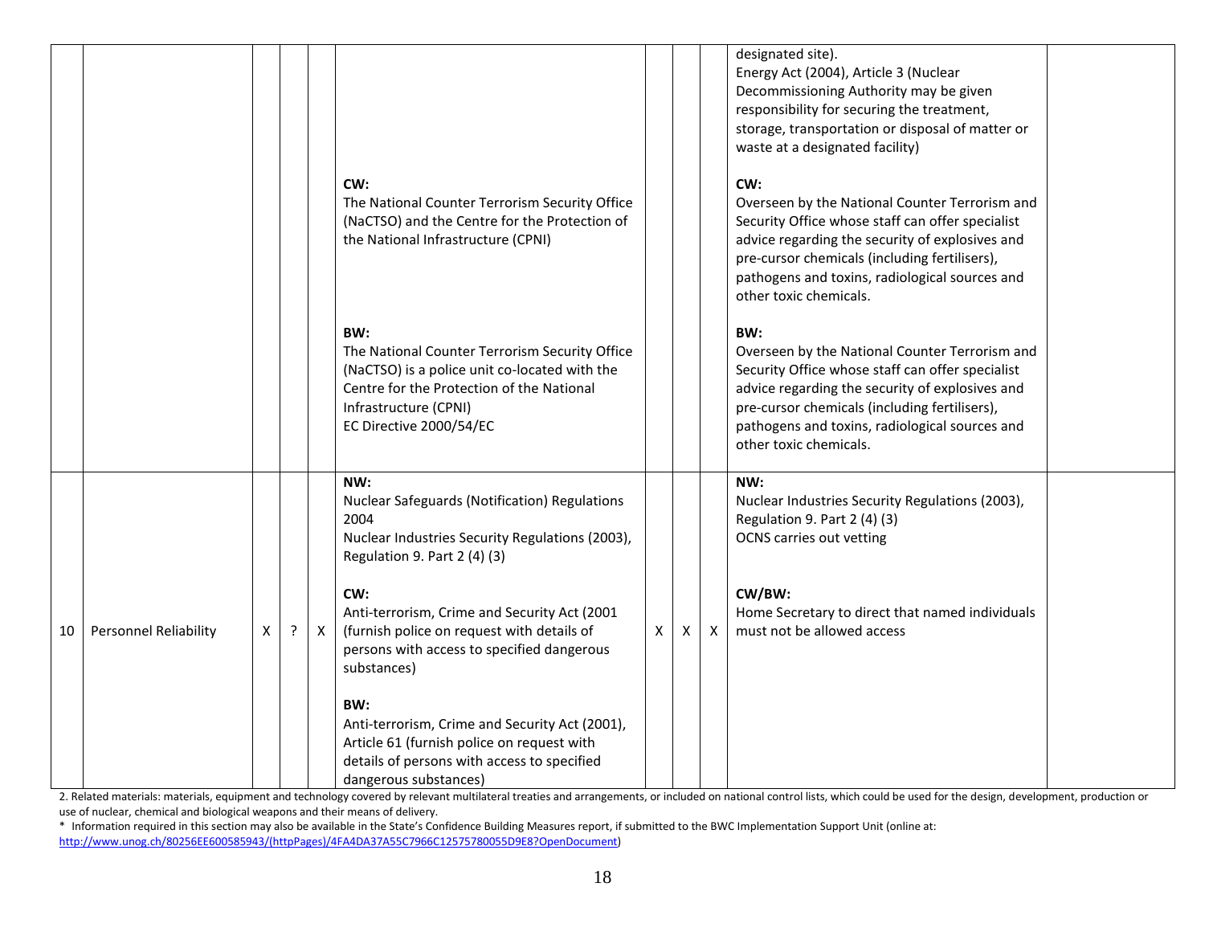| | | | | | | | | | | |
|---|---|---|---|---|---|---|---|---|---|---|
| | | | | | **CW:**<br>The National Counter Terrorism Security Office (NaCTSO) and the Centre for the Protection of the National Infrastructure (CPNI)<br><br>**BW:**<br>The National Counter Terrorism Security Office (NaCTSO) is a police unit co-located with the Centre for the Protection of the National Infrastructure (CPNI)<br>EC Directive 2000/54/EC | | | | designated site).<br>Energy Act (2004), Article 3 (Nuclear Decommissioning Authority may be given responsibility for securing the treatment, storage, transportation or disposal of matter or waste at a designated facility)<br><br>**CW:**<br>Overseen by the National Counter Terrorism and Security Office whose staff can offer specialist advice regarding the security of explosives and pre-cursor chemicals (including fertilisers), pathogens and toxins, radiological sources and other toxic chemicals.<br><br>**BW:**<br>Overseen by the National Counter Terrorism and Security Office whose staff can offer specialist advice regarding the security of explosives and pre-cursor chemicals (including fertilisers), pathogens and toxins, radiological sources and other toxic chemicals. | |
| 10 | Personnel Reliability | X | ? | X | **NW:**<br>Nuclear Safeguards (Notification) Regulations 2004<br>Nuclear Industries Security Regulations (2003), Regulation 9. Part 2 (4) (3)<br><br>**CW:**<br>Anti-terrorism, Crime and Security Act (2001 (furnish police on request with details of persons with access to specified dangerous substances)<br><br>**BW:**<br>Anti-terrorism, Crime and Security Act (2001), Article 61 (furnish police on request with details of persons with access to specified dangerous substances) | X | X | X | **NW:**<br>Nuclear Industries Security Regulations (2003), Regulation 9. Part 2 (4) (3)<br>OCNS carries out vetting<br><br>**CW/BW:**<br>Home Secretary to direct that named individuals must not be allowed access | |

2. Related materials: materials, equipment and technology covered by relevant multilateral treaties and arrangements, or included on national control lists, which could be used for the design, development, production or use of nuclear, chemical and biological weapons and their means of delivery.

\* Information required in this section may also be available in the State's Confidence Building Measures report, if submitted to the BWC Implementation Support Unit (online at: http://www.unog.ch/80256EE600585943/(httpPages)/4FA4DA37A55C7966C12575780055D9E8?OpenDocument)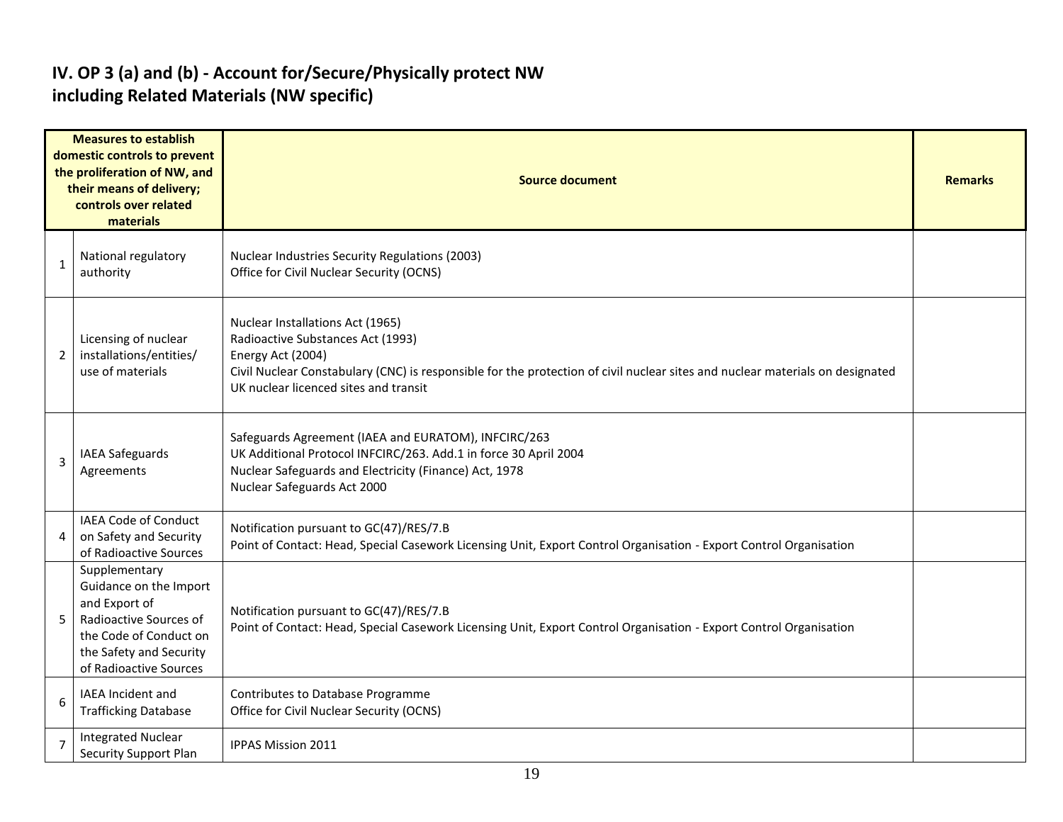## IV. OP 3 (a) and (b) - Account for/Secure/Physically protect NW including Related Materials (NW specific)

| | Measures to establish domestic controls to prevent the proliferation of NW, and their means of delivery; controls over related materials | Source document | Remarks |
|---|---|---|---|
| 1 | National regulatory authority | Nuclear Industries Security Regulations (2003)<br>Office for Civil Nuclear Security (OCNS) | |
| 2 | Licensing of nuclear installations/entities/ use of materials | Nuclear Installations Act (1965)<br>Radioactive Substances Act (1993)<br>Energy Act (2004)<br>Civil Nuclear Constabulary (CNC) is responsible for the protection of civil nuclear sites and nuclear materials on designated UK nuclear licenced sites and transit | |
| 3 | IAEA Safeguards Agreements | Safeguards Agreement (IAEA and EURATOM), INFCIRC/263<br>UK Additional Protocol INFCIRC/263. Add.1 in force 30 April 2004<br>Nuclear Safeguards and Electricity (Finance) Act, 1978<br>Nuclear Safeguards Act 2000 | |
| 4 | IAEA Code of Conduct on Safety and Security of Radioactive Sources | Notification pursuant to GC(47)/RES/7.B<br>Point of Contact: Head, Special Casework Licensing Unit, Export Control Organisation - Export Control Organisation | |
| 5 | Supplementary Guidance on the Import and Export of Radioactive Sources of the Code of Conduct on the Safety and Security of Radioactive Sources | Notification pursuant to GC(47)/RES/7.B<br>Point of Contact: Head, Special Casework Licensing Unit, Export Control Organisation - Export Control Organisation | |
| 6 | IAEA Incident and Trafficking Database | Contributes to Database Programme<br>Office for Civil Nuclear Security (OCNS) | |
| 7 | Integrated Nuclear Security Support Plan | IPPAS Mission 2011 | |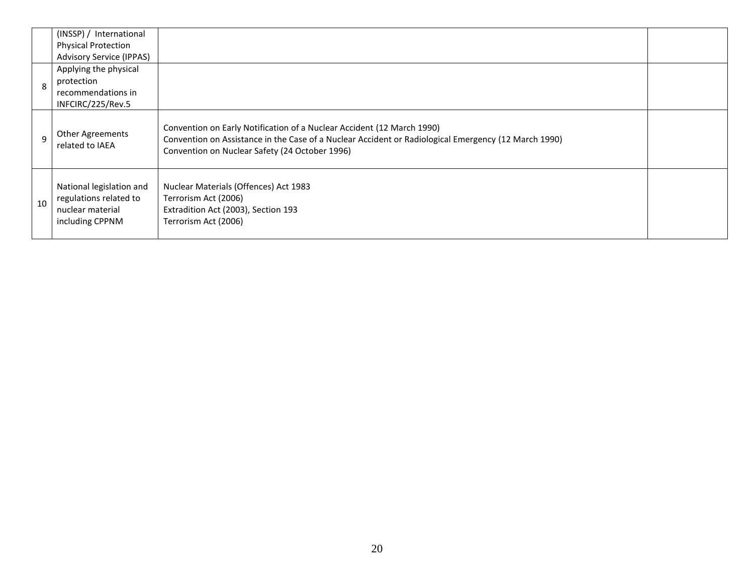| | | | |
|---|---|---|---|
| | (INSSP) / International Physical Protection Advisory Service (IPPAS) | | |
| 8 | Applying the physical protection recommendations in INFCIRC/225/Rev.5 | | |
| 9 | Other Agreements related to IAEA | Convention on Early Notification of a Nuclear Accident (12 March 1990)<br>Convention on Assistance in the Case of a Nuclear Accident or Radiological Emergency (12 March 1990)<br>Convention on Nuclear Safety (24 October 1996) | |
| 10 | National legislation and regulations related to nuclear material including CPPNM | Nuclear Materials (Offences) Act 1983<br>Terrorism Act (2006)<br>Extradition Act (2003), Section 193<br>Terrorism Act (2006) | |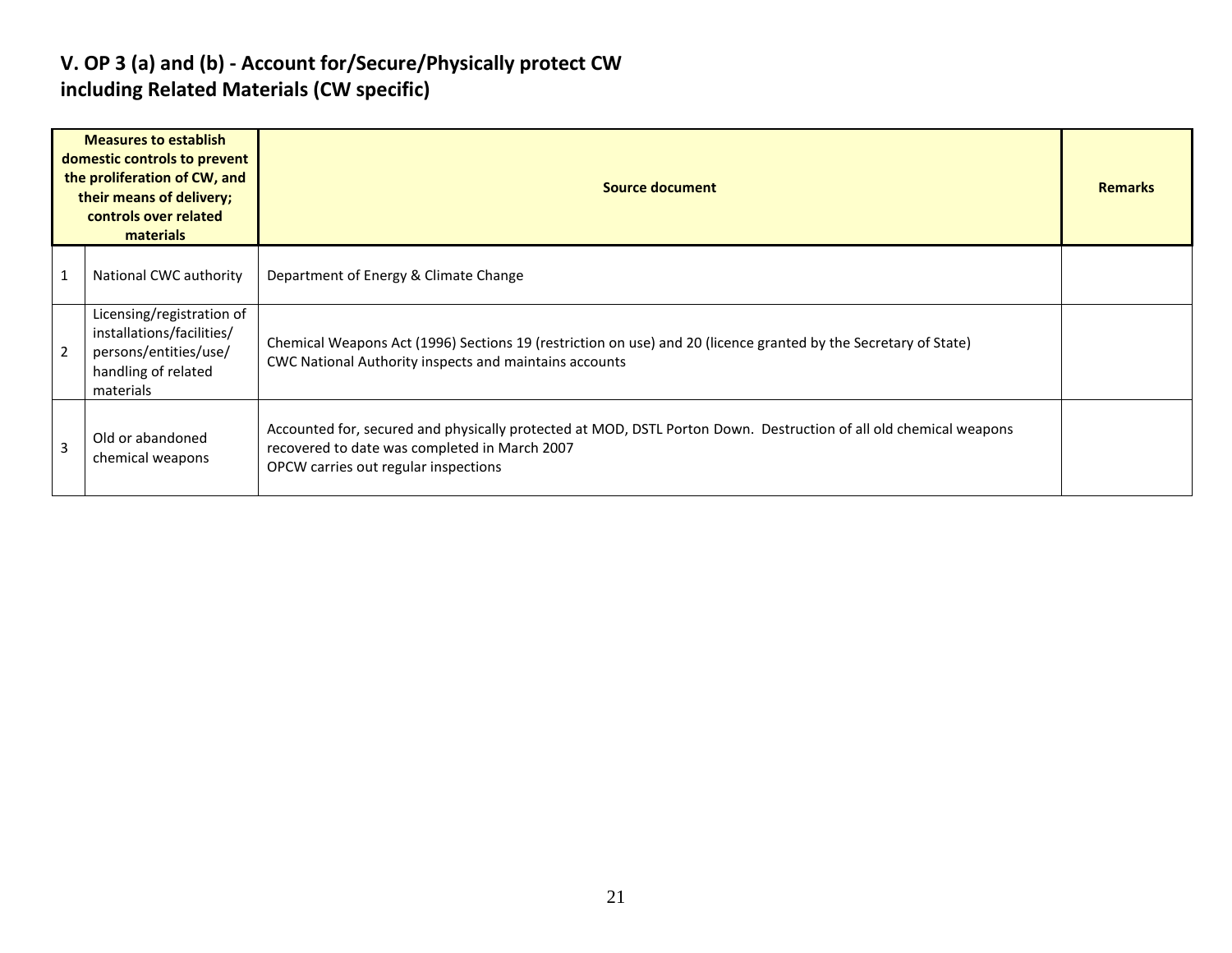## V. OP 3 (a) and (b) - Account for/Secure/Physically protect CW including Related Materials (CW specific)

| | Measures to establish domestic controls to prevent the proliferation of CW, and their means of delivery; controls over related materials | Source document | Remarks |
|---|---|---|---|
| 1 | National CWC authority | Department of Energy & Climate Change | |
| 2 | Licensing/registration of installations/facilities/ persons/entities/use/ handling of related materials | Chemical Weapons Act (1996) Sections 19 (restriction on use) and 20 (licence granted by the Secretary of State)<br>CWC National Authority inspects and maintains accounts | |
| 3 | Old or abandoned chemical weapons | Accounted for, secured and physically protected at MOD, DSTL Porton Down. Destruction of all old chemical weapons recovered to date was completed in March 2007<br>OPCW carries out regular inspections | |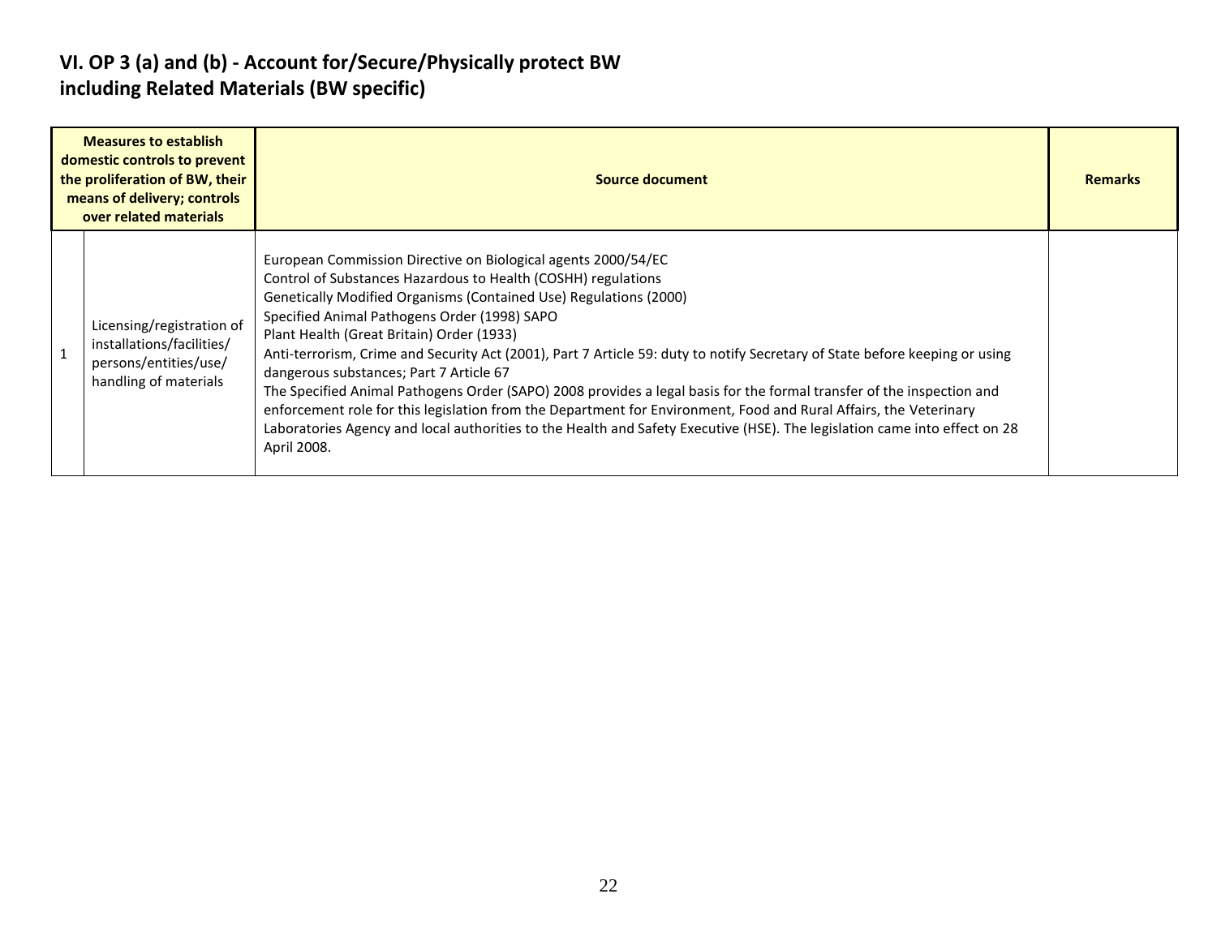## VI. OP 3 (a) and (b) - Account for/Secure/Physically protect BW including Related Materials (BW specific)

| Measures to establish domestic controls to prevent the proliferation of BW, their means of delivery; controls over related materials | | Source document | Remarks |
|---|---|---|---|
| 1 | Licensing/registration of installations/facilities/ persons/entities/use/ handling of materials | European Commission Directive on Biological agents 2000/54/EC<br>Control of Substances Hazardous to Health (COSHH) regulations<br>Genetically Modified Organisms (Contained Use) Regulations (2000)<br>Specified Animal Pathogens Order (1998) SAPO<br>Plant Health (Great Britain) Order (1933)<br>Anti-terrorism, Crime and Security Act (2001), Part 7 Article 59: duty to notify Secretary of State before keeping or using dangerous substances; Part 7 Article 67<br>The Specified Animal Pathogens Order (SAPO) 2008 provides a legal basis for the formal transfer of the inspection and enforcement role for this legislation from the Department for Environment, Food and Rural Affairs, the Veterinary Laboratories Agency and local authorities to the Health and Safety Executive (HSE). The legislation came into effect on 28 April 2008. | |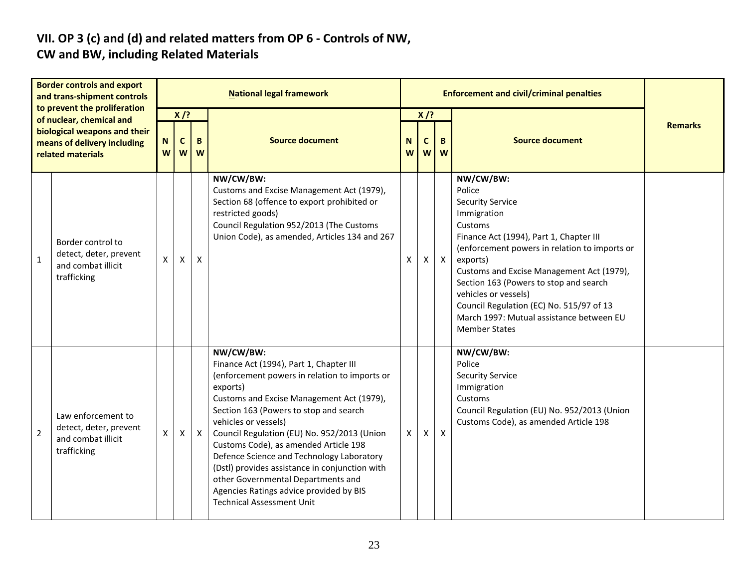## VII. OP 3 (c) and (d) and related matters from OP 6 - Controls of NW, CW and BW, including Related Materials

| Border controls and export and trans-shipment controls to prevent the proliferation of nuclear, chemical and biological weapons and their means of delivery including related materials | | National legal framework | | | | Enforcement and civil/criminal penalties | | | | Remarks |
|---|---|---|---|---|---|---|---|---|---|---|
| | | X /? | | | Source document | X /? | | | Source document | |
| | | NW | CW | BW | | NW | CW | BW | | |
| 1 | Border control to detect, deter, prevent and combat illicit trafficking | X | X | X | **NW/CW/BW:**<br>Customs and Excise Management Act (1979), Section 68 (offence to export prohibited or restricted goods)<br>Council Regulation 952/2013 (The Customs Union Code), as amended, Articles 134 and 267 | X | X | X | **NW/CW/BW:**<br>Police<br>Security Service<br>Immigration<br>Customs<br>Finance Act (1994), Part 1, Chapter III (enforcement powers in relation to imports or exports)<br>Customs and Excise Management Act (1979), Section 163 (Powers to stop and search vehicles or vessels)<br>Council Regulation (EC) No. 515/97 of 13 March 1997: Mutual assistance between EU Member States | |
| 2 | Law enforcement to detect, deter, prevent and combat illicit trafficking | X | X | X | **NW/CW/BW:**<br>Finance Act (1994), Part 1, Chapter III (enforcement powers in relation to imports or exports)<br>Customs and Excise Management Act (1979), Section 163 (Powers to stop and search vehicles or vessels)<br>Council Regulation (EU) No. 952/2013 (Union Customs Code), as amended Article 198<br>Defence Science and Technology Laboratory (Dstl) provides assistance in conjunction with other Governmental Departments and Agencies Ratings advice provided by BIS Technical Assessment Unit | X | X | X | **NW/CW/BW:**<br>Police<br>Security Service<br>Immigration<br>Customs<br>Council Regulation (EU) No. 952/2013 (Union Customs Code), as amended Article 198 | |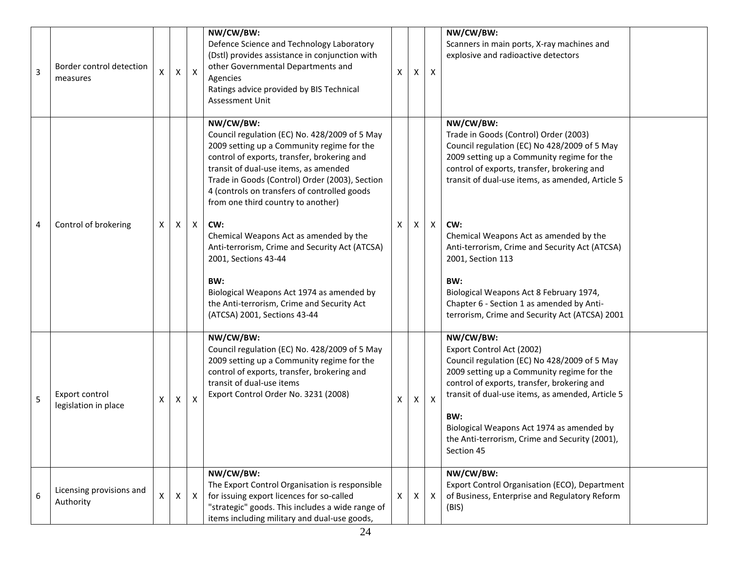| | | | | | | | | | | |
|---|---|---|---|---|---|---|---|---|---|---|
| 3 | Border control detection measures | X | X | X | **NW/CW/BW:**<br>Defence Science and Technology Laboratory (Dstl) provides assistance in conjunction with other Governmental Departments and Agencies<br>Ratings advice provided by BIS Technical Assessment Unit | X | X | X | **NW/CW/BW:**<br>Scanners in main ports, X-ray machines and explosive and radioactive detectors | |
| 4 | Control of brokering | X | X | X | **NW/CW/BW:**<br>Council regulation (EC) No. 428/2009 of 5 May 2009 setting up a Community regime for the control of exports, transfer, brokering and transit of dual-use items, as amended<br>Trade in Goods (Control) Order (2003), Section 4 (controls on transfers of controlled goods from one third country to another)<br><br>**CW:**<br>Chemical Weapons Act as amended by the Anti-terrorism, Crime and Security Act (ATCSA) 2001, Sections 43-44<br><br>**BW:**<br>Biological Weapons Act 1974 as amended by the Anti-terrorism, Crime and Security Act (ATCSA) 2001, Sections 43-44 | X | X | X | **NW/CW/BW:**<br>Trade in Goods (Control) Order (2003)<br>Council regulation (EC) No 428/2009 of 5 May 2009 setting up a Community regime for the control of exports, transfer, brokering and transit of dual-use items, as amended, Article 5<br><br>**CW:**<br>Chemical Weapons Act as amended by the Anti-terrorism, Crime and Security Act (ATCSA) 2001, Section 113<br><br>**BW:**<br>Biological Weapons Act 8 February 1974, Chapter 6 - Section 1 as amended by Anti-terrorism, Crime and Security Act (ATCSA) 2001 | |
| 5 | Export control legislation in place | X | X | X | **NW/CW/BW:**<br>Council regulation (EC) No. 428/2009 of 5 May 2009 setting up a Community regime for the control of exports, transfer, brokering and transit of dual-use items<br>Export Control Order No. 3231 (2008) | X | X | X | **NW/CW/BW:**<br>Export Control Act (2002)<br>Council regulation (EC) No 428/2009 of 5 May 2009 setting up a Community regime for the control of exports, transfer, brokering and transit of dual-use items, as amended, Article 5<br><br>**BW:**<br>Biological Weapons Act 1974 as amended by the Anti-terrorism, Crime and Security (2001), Section 45 | |
| 6 | Licensing provisions and Authority | X | X | X | **NW/CW/BW:**<br>The Export Control Organisation is responsible for issuing export licences for so-called "strategic" goods. This includes a wide range of items including military and dual-use goods, | X | X | X | **NW/CW/BW:**<br>Export Control Organisation (ECO), Department of Business, Enterprise and Regulatory Reform (BIS) | |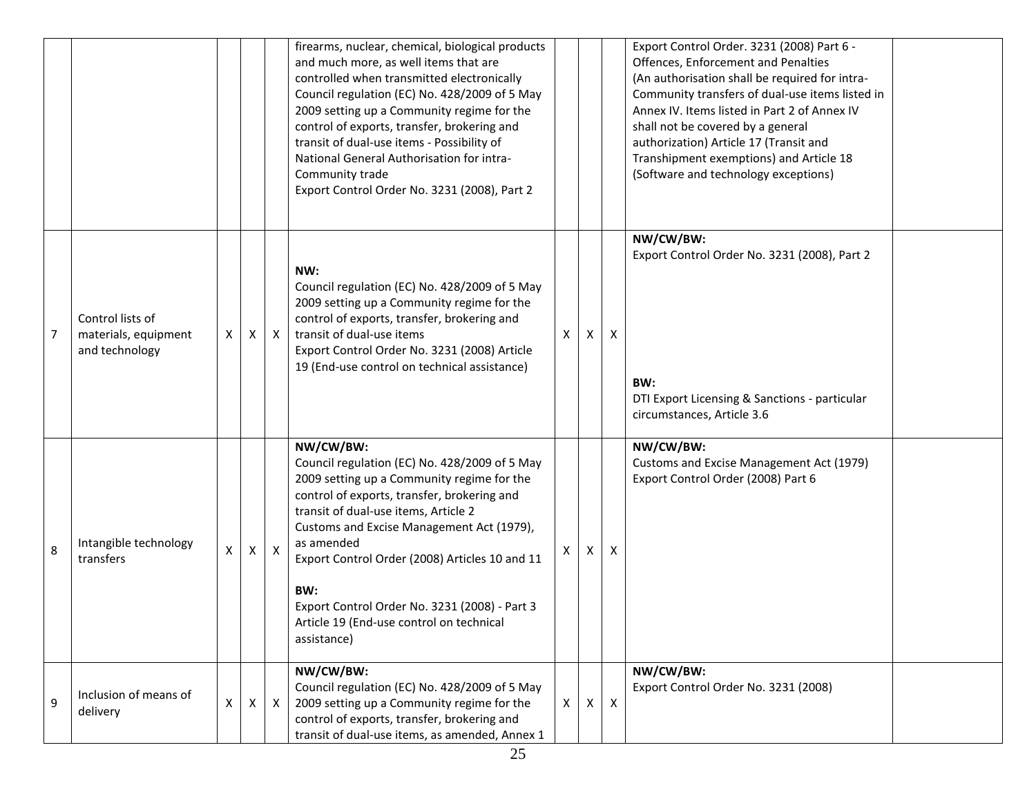| | | | | | | | | | | |
|---|---|---|---|---|---|---|---|---|---|---|
| | | | | | firearms, nuclear, chemical, biological products and much more, as well items that are controlled when transmitted electronically<br>Council regulation (EC) No. 428/2009 of 5 May 2009 setting up a Community regime for the control of exports, transfer, brokering and transit of dual-use items - Possibility of National General Authorisation for intra-Community trade<br>Export Control Order No. 3231 (2008), Part 2 | | | | Export Control Order. 3231 (2008) Part 6 - Offences, Enforcement and Penalties<br>(An authorisation shall be required for intra-Community transfers of dual-use items listed in Annex IV. Items listed in Part 2 of Annex IV shall not be covered by a general authorization) Article 17 (Transit and Transhipment exemptions) and Article 18 (Software and technology exceptions) | |
| 7 | Control lists of materials, equipment and technology | X | X | X | **NW:**<br>Council regulation (EC) No. 428/2009 of 5 May 2009 setting up a Community regime for the control of exports, transfer, brokering and transit of dual-use items<br>Export Control Order No. 3231 (2008) Article 19 (End-use control on technical assistance) | X | X | X | **NW/CW/BW:**<br>Export Control Order No. 3231 (2008), Part 2<br><br>**BW:**<br>DTI Export Licensing & Sanctions - particular circumstances, Article 3.6 | |
| 8 | Intangible technology transfers | X | X | X | **NW/CW/BW:**<br>Council regulation (EC) No. 428/2009 of 5 May 2009 setting up a Community regime for the control of exports, transfer, brokering and transit of dual-use items, Article 2<br>Customs and Excise Management Act (1979), as amended<br>Export Control Order (2008) Articles 10 and 11<br><br>**BW:**<br>Export Control Order No. 3231 (2008) - Part 3 Article 19 (End-use control on technical assistance) | X | X | X | **NW/CW/BW:**<br>Customs and Excise Management Act (1979)<br>Export Control Order (2008) Part 6 | |
| 9 | Inclusion of means of delivery | X | X | X | **NW/CW/BW:**<br>Council regulation (EC) No. 428/2009 of 5 May 2009 setting up a Community regime for the control of exports, transfer, brokering and transit of dual-use items, as amended, Annex 1 | X | X | X | **NW/CW/BW:**<br>Export Control Order No. 3231 (2008) | |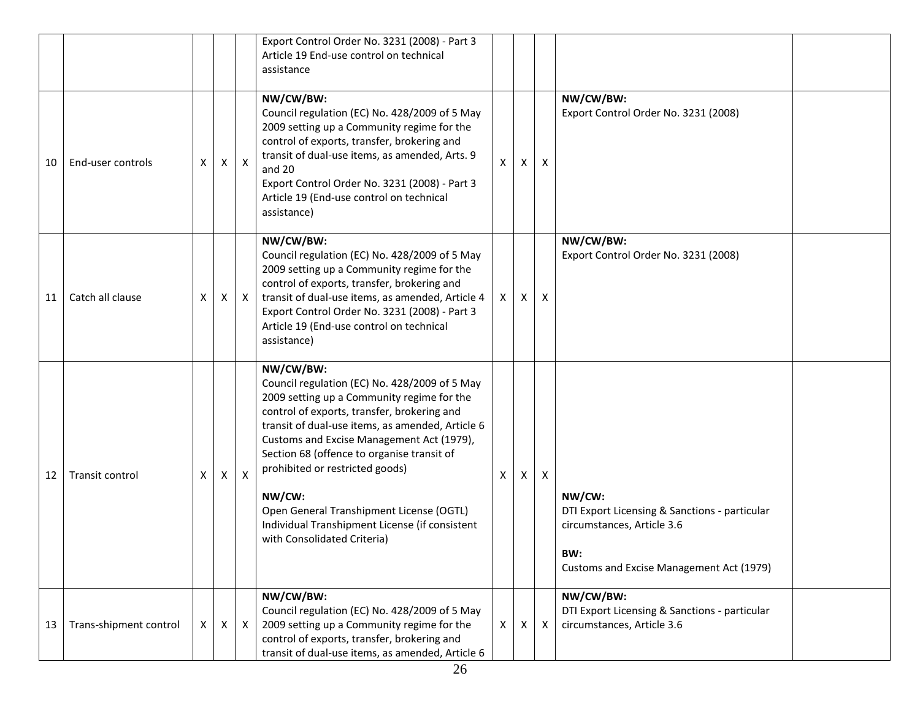| | | | | | | | | | | |
|---|---|---|---|---|---|---|---|---|---|---|
| | | | | | Export Control Order No. 3231 (2008) - Part 3 Article 19 End-use control on technical assistance | | | | | |
| 10 | End-user controls | X | X | X | **NW/CW/BW:**<br>Council regulation (EC) No. 428/2009 of 5 May 2009 setting up a Community regime for the control of exports, transfer, brokering and transit of dual-use items, as amended, Arts. 9 and 20<br>Export Control Order No. 3231 (2008) - Part 3 Article 19 (End-use control on technical assistance) | X | X | X | **NW/CW/BW:**<br>Export Control Order No. 3231 (2008) | |
| 11 | Catch all clause | X | X | X | **NW/CW/BW:**<br>Council regulation (EC) No. 428/2009 of 5 May 2009 setting up a Community regime for the control of exports, transfer, brokering and transit of dual-use items, as amended, Article 4<br>Export Control Order No. 3231 (2008) - Part 3 Article 19 (End-use control on technical assistance) | X | X | X | **NW/CW/BW:**<br>Export Control Order No. 3231 (2008) | |
| 12 | Transit control | X | X | X | **NW/CW/BW:**<br>Council regulation (EC) No. 428/2009 of 5 May 2009 setting up a Community regime for the control of exports, transfer, brokering and transit of dual-use items, as amended, Article 6<br>Customs and Excise Management Act (1979), Section 68 (offence to organise transit of prohibited or restricted goods)<br><br>**NW/CW:**<br>Open General Transhipment License (OGTL)<br>Individual Transhipment License (if consistent with Consolidated Criteria) | X | X | X | **NW/CW:**<br>DTI Export Licensing & Sanctions - particular circumstances, Article 3.6<br><br>**BW:**<br>Customs and Excise Management Act (1979) | |
| 13 | Trans-shipment control | X | X | X | **NW/CW/BW:**<br>Council regulation (EC) No. 428/2009 of 5 May 2009 setting up a Community regime for the control of exports, transfer, brokering and transit of dual-use items, as amended, Article 6 | X | X | X | **NW/CW/BW:**<br>DTI Export Licensing & Sanctions - particular circumstances, Article 3.6 | |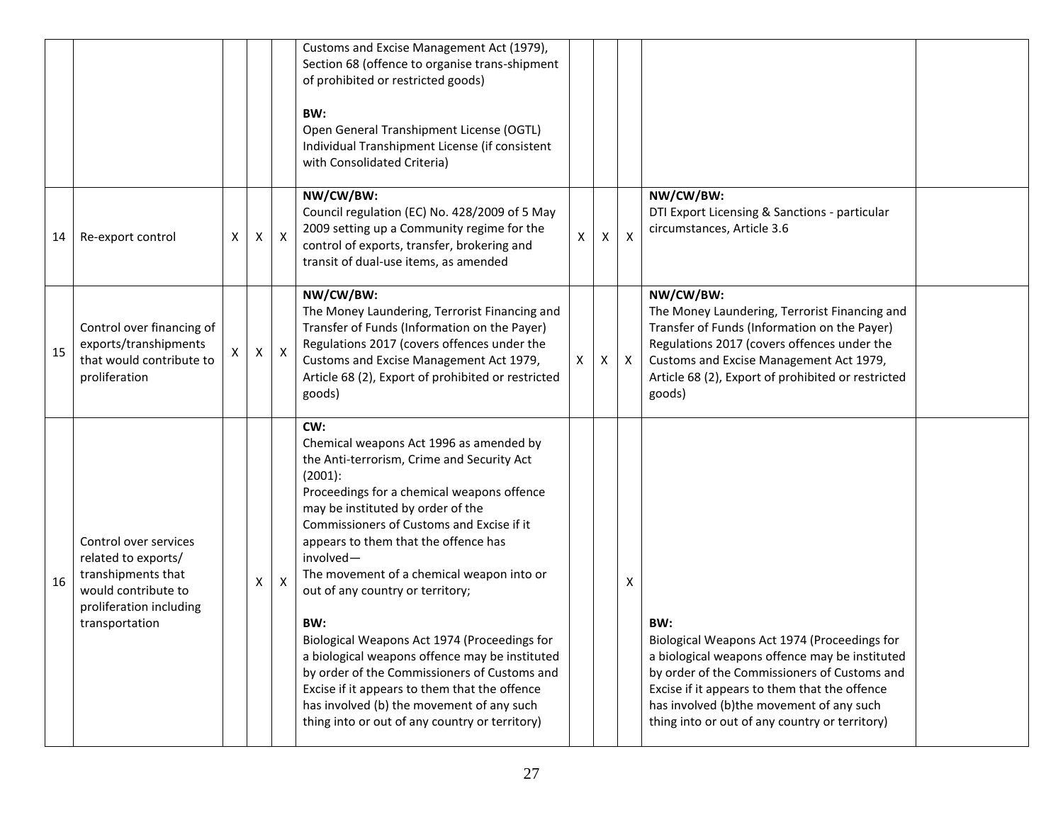| | | | | | | | | | | |
|---|---|---|---|---|---|---|---|---|---|---|
| | | | | | Customs and Excise Management Act (1979), Section 68 (offence to organise trans-shipment of prohibited or restricted goods)<br><br>**BW:**<br>Open General Transhipment License (OGTL)<br>Individual Transhipment License (if consistent with Consolidated Criteria) | | | | | |
| 14 | Re-export control | X | X | X | **NW/CW/BW:**<br>Council regulation (EC) No. 428/2009 of 5 May 2009 setting up a Community regime for the control of exports, transfer, brokering and transit of dual-use items, as amended | X | X | X | **NW/CW/BW:**<br>DTI Export Licensing & Sanctions - particular circumstances, Article 3.6 | |
| 15 | Control over financing of exports/transhipments that would contribute to proliferation | X | X | X | **NW/CW/BW:**<br>The Money Laundering, Terrorist Financing and Transfer of Funds (Information on the Payer) Regulations 2017 (covers offences under the Customs and Excise Management Act 1979, Article 68 (2), Export of prohibited or restricted goods) | X | X | X | **NW/CW/BW:**<br>The Money Laundering, Terrorist Financing and Transfer of Funds (Information on the Payer) Regulations 2017 (covers offences under the Customs and Excise Management Act 1979, Article 68 (2), Export of prohibited or restricted goods) | |
| 16 | Control over services related to exports/ transhipments that would contribute to proliferation including transportation | | X | X | **CW:**<br>Chemical weapons Act 1996 as amended by the Anti-terrorism, Crime and Security Act (2001):<br>Proceedings for a chemical weapons offence may be instituted by order of the Commissioners of Customs and Excise if it appears to them that the offence has involved—<br>The movement of a chemical weapon into or out of any country or territory;<br><br>**BW:**<br>Biological Weapons Act 1974 (Proceedings for a biological weapons offence may be instituted by order of the Commissioners of Customs and Excise if it appears to them that the offence has involved (b) the movement of any such thing into or out of any country or territory) | | | X | **BW:**<br>Biological Weapons Act 1974 (Proceedings for a biological weapons offence may be instituted by order of the Commissioners of Customs and Excise if it appears to them that the offence has involved (b)the movement of any such thing into or out of any country or territory) | |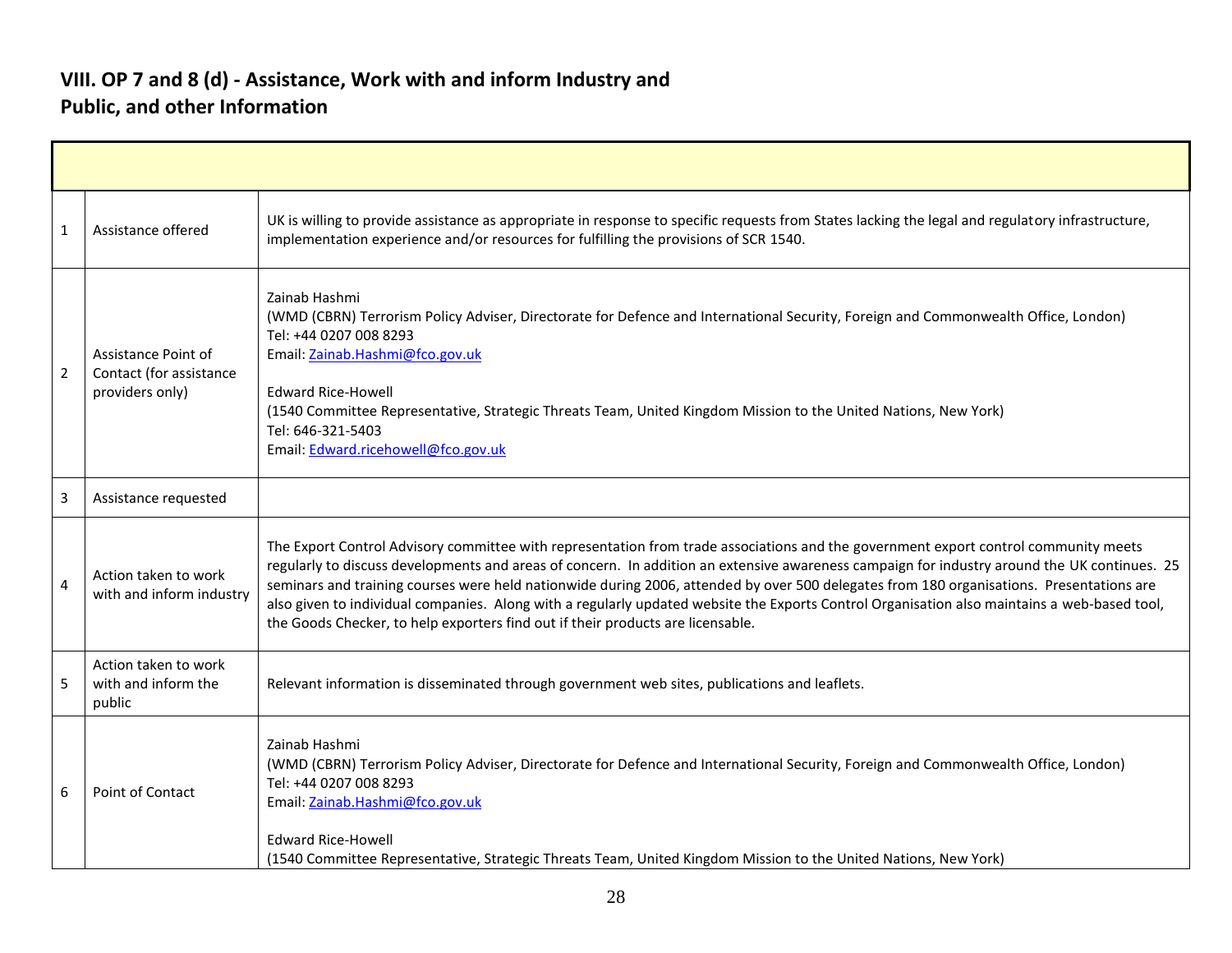## VIII. OP 7 and 8 (d) - Assistance, Work with and inform Industry and Public, and other Information

| | | |
|---|---|---|
| 1 | Assistance offered | UK is willing to provide assistance as appropriate in response to specific requests from States lacking the legal and regulatory infrastructure, implementation experience and/or resources for fulfilling the provisions of SCR 1540. |
| 2 | Assistance Point of Contact (for assistance providers only) | Zainab Hashmi<br>(WMD (CBRN) Terrorism Policy Adviser, Directorate for Defence and International Security, Foreign and Commonwealth Office, London)<br>Tel: +44 0207 008 8293<br>Email: Zainab.Hashmi@fco.gov.uk<br><br>Edward Rice-Howell<br>(1540 Committee Representative, Strategic Threats Team, United Kingdom Mission to the United Nations, New York)<br>Tel: 646-321-5403<br>Email: Edward.ricehowell@fco.gov.uk |
| 3 | Assistance requested | |
| 4 | Action taken to work with and inform industry | The Export Control Advisory committee with representation from trade associations and the government export control community meets regularly to discuss developments and areas of concern. In addition an extensive awareness campaign for industry around the UK continues. 25 seminars and training courses were held nationwide during 2006, attended by over 500 delegates from 180 organisations. Presentations are also given to individual companies. Along with a regularly updated website the Exports Control Organisation also maintains a web-based tool, the Goods Checker, to help exporters find out if their products are licensable. |
| 5 | Action taken to work with and inform the public | Relevant information is disseminated through government web sites, publications and leaflets. |
| 6 | Point of Contact | Zainab Hashmi<br>(WMD (CBRN) Terrorism Policy Adviser, Directorate for Defence and International Security, Foreign and Commonwealth Office, London)<br>Tel: +44 0207 008 8293<br>Email: Zainab.Hashmi@fco.gov.uk<br><br>Edward Rice-Howell<br>(1540 Committee Representative, Strategic Threats Team, United Kingdom Mission to the United Nations, New York) |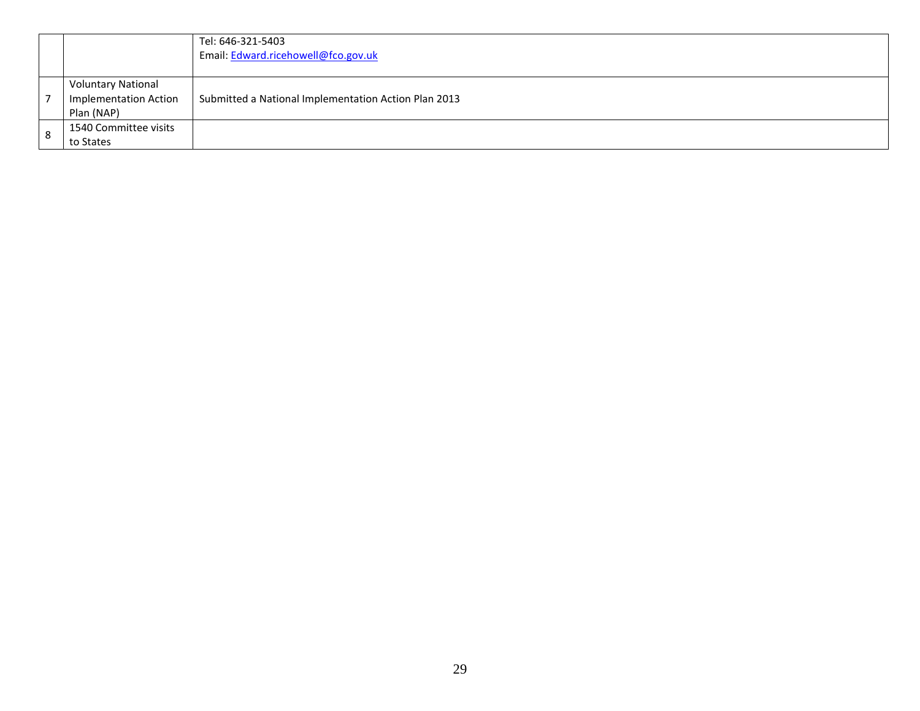| | | |
|---|---|---|
| | | Tel: 646-321-5403<br>Email: Edward.ricehowell@fco.gov.uk |
| 7 | Voluntary National Implementation Action Plan (NAP) | Submitted a National Implementation Action Plan 2013 |
| 8 | 1540 Committee visits to States | |